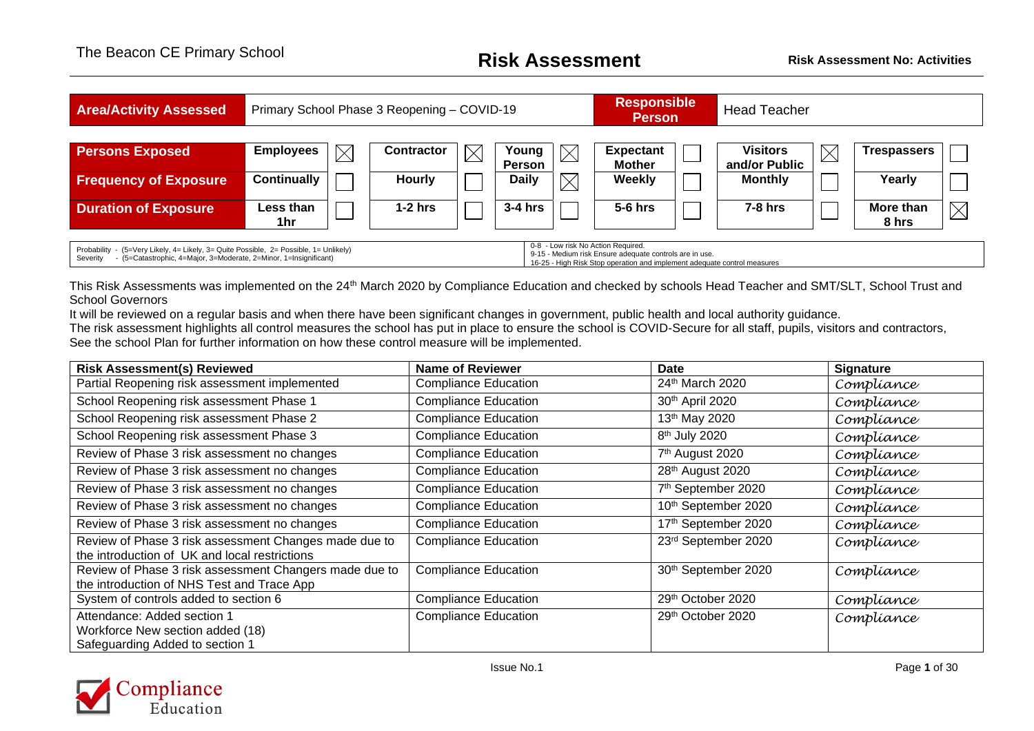The Beacon CE Primary School

# Risk Assessment

**Risk Assessment No: Activities**

| **Area/Activity Assessed** | Primary School Phase 3 Reopening – COVID-19 | **Responsible Person** | Head Teacher |
|---|---|---|---|

| | | | | | | | | | | | | |
|---|---|---|---|---|---|---|---|---|---|---|---|---|
| **Persons Exposed** | **Employees** | ☒ | **Contractor** | ☒ | **Young Person** | ☒ | **Expectant Mother** | ☐ | **Visitors and/or Public** | ☒ | **Trespassers** | ☐ |
| **Frequency of Exposure** | **Continually** | ☐ | **Hourly** | ☐ | **Daily** | ☒ | **Weekly** | ☐ | **Monthly** | ☐ | **Yearly** | ☐ |
| **Duration of Exposure** | **Less than 1hr** | ☐ | **1-2 hrs** | ☐ | **3-4 hrs** | ☐ | **5-6 hrs** | ☐ | **7-8 hrs** | ☐ | **More than 8 hrs** | ☒ |

| | |
|---|---|
| Probability - (5=Very Likely, 4= Likely, 3= Quite Possible, 2= Possible, 1= Unlikely)<br>Severity - (5=Catastrophic, 4=Major, 3=Moderate, 2=Minor, 1=Insignificant) | 0-8 - Low risk No Action Required.<br>9-15 - Medium risk Ensure adequate controls are in use.<br>16-25 - High Risk Stop operation and implement adequate control measures |

This Risk Assessments was implemented on the 24th March 2020 by Compliance Education and checked by schools Head Teacher and SMT/SLT, School Trust and School Governors

It will be reviewed on a regular basis and when there have been significant changes in government, public health and local authority guidance.

The risk assessment highlights all control measures the school has put in place to ensure the school is COVID-Secure for all staff, pupils, visitors and contractors, See the school Plan for further information on how these control measure will be implemented.

| **Risk Assessment(s) Reviewed** | **Name of Reviewer** | **Date** | **Signature** |
|---|---|---|---|
| Partial Reopening risk assessment implemented | Compliance Education | 24th March 2020 | Compliance |
| School Reopening risk assessment Phase 1 | Compliance Education | 30th April 2020 | Compliance |
| School Reopening risk assessment Phase 2 | Compliance Education | 13th May 2020 | Compliance |
| School Reopening risk assessment Phase 3 | Compliance Education | 8th July 2020 | Compliance |
| Review of Phase 3 risk assessment no changes | Compliance Education | 7th August 2020 | Compliance |
| Review of Phase 3 risk assessment no changes | Compliance Education | 28th August 2020 | Compliance |
| Review of Phase 3 risk assessment no changes | Compliance Education | 7th September 2020 | Compliance |
| Review of Phase 3 risk assessment no changes | Compliance Education | 10th September 2020 | Compliance |
| Review of Phase 3 risk assessment no changes | Compliance Education | 17th September 2020 | Compliance |
| Review of Phase 3 risk assessment Changes made due to the introduction of UK and local restrictions | Compliance Education | 23rd September 2020 | Compliance |
| Review of Phase 3 risk assessment Changers made due to the introduction of NHS Test and Trace App | Compliance Education | 30th September 2020 | Compliance |
| System of controls added to section 6 | Compliance Education | 29th October 2020 | Compliance |
| Attendance: Added section 1<br>Workforce New section added (18)<br>Safeguarding Added to section 1 | Compliance Education | 29th October 2020 | Compliance |

Issue No.1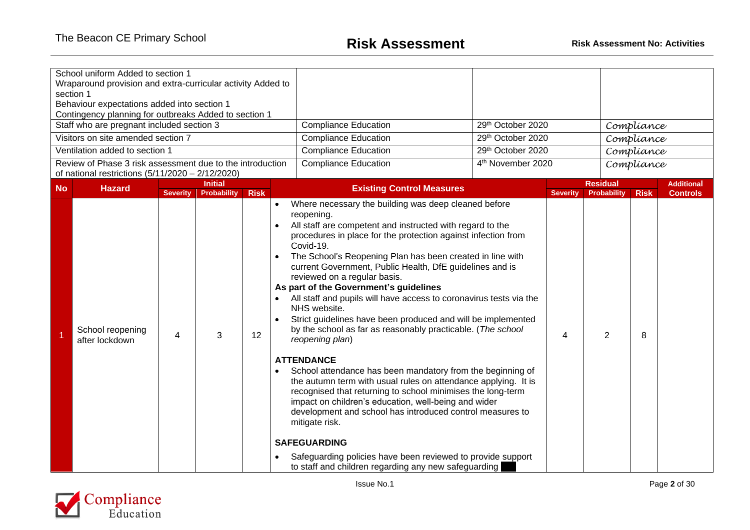| | | | |
|---|---|---|---|
| School uniform Added to section 1<br>Wraparound provision and extra-curricular activity Added to section 1<br>Behaviour expectations added into section 1<br>Contingency planning for outbreaks Added to section 1 | | | |
| Staff who are pregnant included section 3 | Compliance Education | 29th October 2020 | Compliance |
| Visitors on site amended section 7 | Compliance Education | 29th October 2020 | Compliance |
| Ventilation added to section 1 | Compliance Education | 29th October 2020 | Compliance |
| Review of Phase 3 risk assessment due to the introduction of national restrictions (5/11/2020 – 2/12/2020) | Compliance Education | 4th November 2020 | Compliance |

| No | Hazard | Initial | | | Existing Control Measures | Residual | | | Additional Controls |
|---|---|---|---|---|---|---|---|---|---|
| | | Severity | Probability | Risk | | Severity | Probability | Risk | |
| 1 | School reopening after lockdown | 4 | 3 | 12 | • Where necessary the building was deep cleaned before reopening.<br>• All staff are competent and instructed with regard to the procedures in place for the protection against infection from Covid-19.<br>• The School's Reopening Plan has been created in line with current Government, Public Health, DfE guidelines and is reviewed on a regular basis.<br>**As part of the Government's guidelines**<br>• All staff and pupils will have access to coronavirus tests via the NHS website.<br>• Strict guidelines have been produced and will be implemented by the school as far as reasonably practicable. (*The school reopening plan*)<br><br>**ATTENDANCE**<br>• School attendance has been mandatory from the beginning of the autumn term with usual rules on attendance applying. It is recognised that returning to school minimises the long-term impact on children's education, well-being and wider development and school has introduced control measures to mitigate risk.<br><br>**SAFEGUARDING**<br>• Safeguarding policies have been reviewed to provide support to staff and children regarding any new safeguarding | 4 | 2 | 8 | |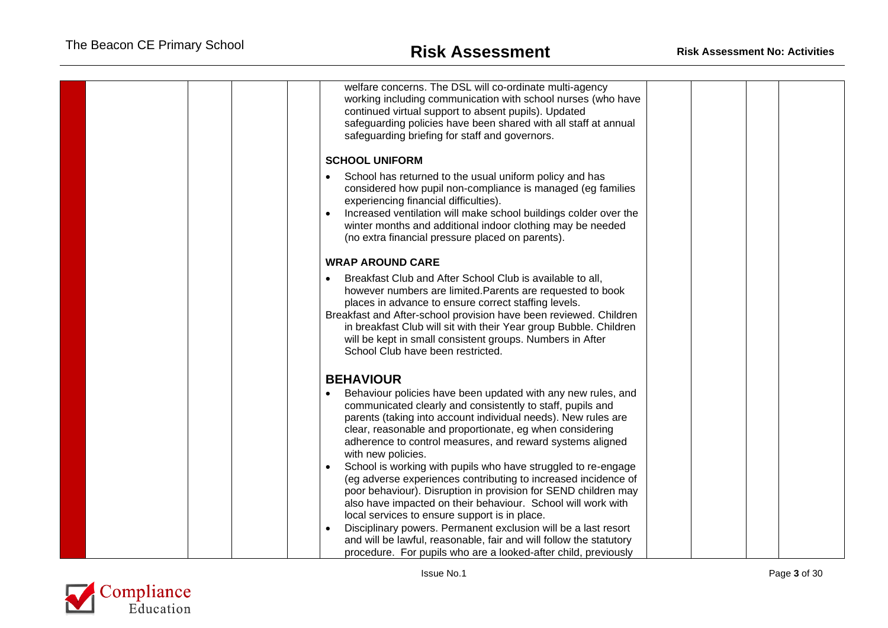welfare concerns. The DSL will co-ordinate multi-agency working including communication with school nurses (who have continued virtual support to absent pupils). Updated safeguarding policies have been shared with all staff at annual safeguarding briefing for staff and governors.

**SCHOOL UNIFORM**

- School has returned to the usual uniform policy and has considered how pupil non-compliance is managed (eg families experiencing financial difficulties).
- Increased ventilation will make school buildings colder over the winter months and additional indoor clothing may be needed (no extra financial pressure placed on parents).

**WRAP AROUND CARE**

- Breakfast Club and After School Club is available to all, however numbers are limited.Parents are requested to book places in advance to ensure correct staffing levels.

Breakfast and After-school provision have been reviewed. Children in breakfast Club will sit with their Year group Bubble. Children will be kept in small consistent groups. Numbers in After School Club have been restricted.

## BEHAVIOUR

- Behaviour policies have been updated with any new rules, and communicated clearly and consistently to staff, pupils and parents (taking into account individual needs). New rules are clear, reasonable and proportionate, eg when considering adherence to control measures, and reward systems aligned with new policies.
- School is working with pupils who have struggled to re-engage (eg adverse experiences contributing to increased incidence of poor behaviour). Disruption in provision for SEND children may also have impacted on their behaviour. School will work with local services to ensure support is in place.
- Disciplinary powers. Permanent exclusion will be a last resort and will be lawful, reasonable, fair and will follow the statutory procedure. For pupils who are a looked-after child, previously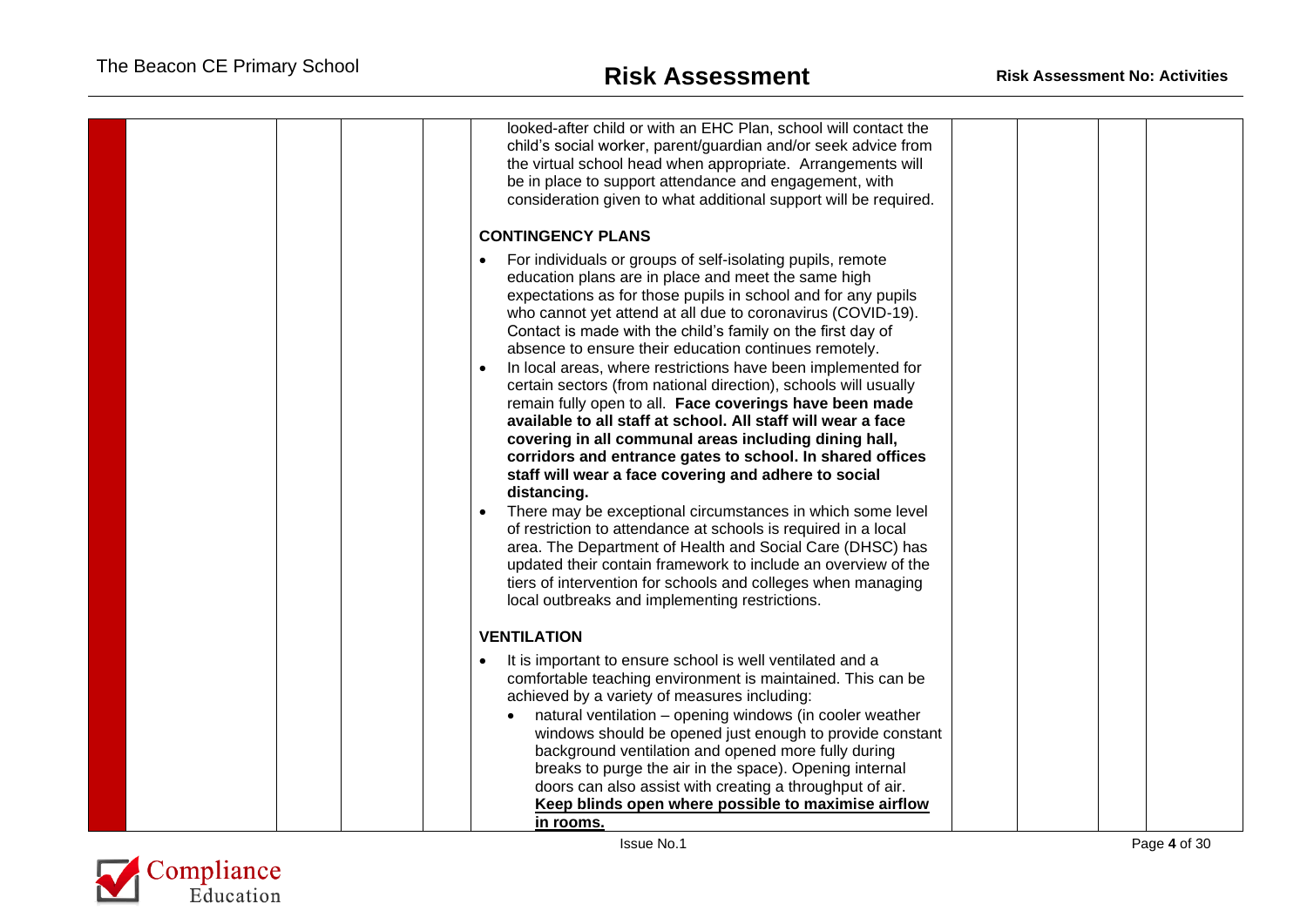looked-after child or with an EHC Plan, school will contact the child's social worker, parent/guardian and/or seek advice from the virtual school head when appropriate. Arrangements will be in place to support attendance and engagement, with consideration given to what additional support will be required.

**CONTINGENCY PLANS**

- For individuals or groups of self-isolating pupils, remote education plans are in place and meet the same high expectations as for those pupils in school and for any pupils who cannot yet attend at all due to coronavirus (COVID-19). Contact is made with the child's family on the first day of absence to ensure their education continues remotely.
- In local areas, where restrictions have been implemented for certain sectors (from national direction), schools will usually remain fully open to all. **Face coverings have been made available to all staff at school. All staff will wear a face covering in all communal areas including dining hall, corridors and entrance gates to school. In shared offices staff will wear a face covering and adhere to social distancing.**
- There may be exceptional circumstances in which some level of restriction to attendance at schools is required in a local area. The Department of Health and Social Care (DHSC) has updated their contain framework to include an overview of the tiers of intervention for schools and colleges when managing local outbreaks and implementing restrictions.

**VENTILATION**

- It is important to ensure school is well ventilated and a comfortable teaching environment is maintained. This can be achieved by a variety of measures including:
  - natural ventilation – opening windows (in cooler weather windows should be opened just enough to provide constant background ventilation and opened more fully during breaks to purge the air in the space). Opening internal doors can also assist with creating a throughput of air. **Keep blinds open where possible to maximise airflow in rooms.**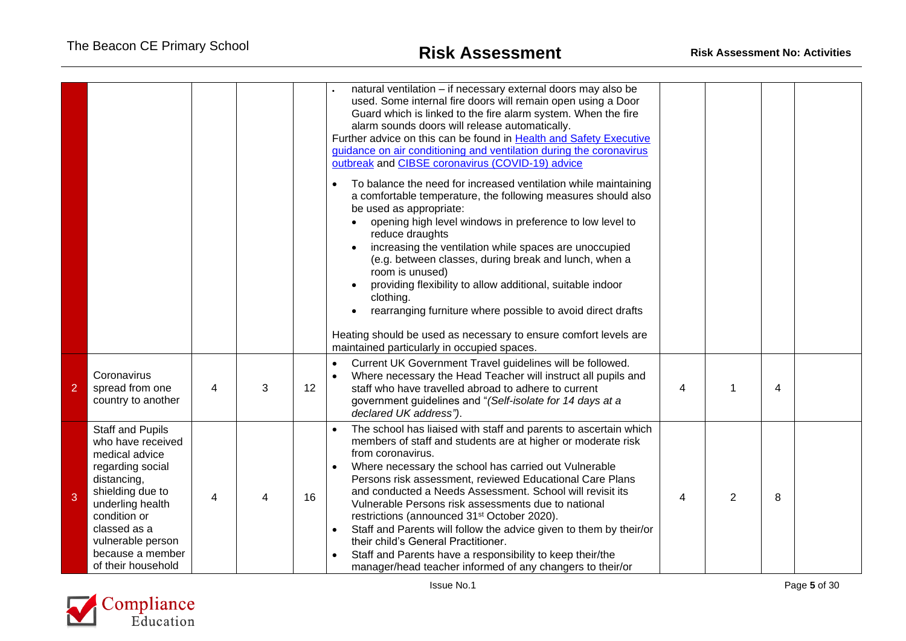| | | | | | | | | | |
|---|---|---|---|---|---|---|---|---|---|
| | | | | | natural ventilation – if necessary external doors may also be used. Some internal fire doors will remain open using a Door Guard which is linked to the fire alarm system. When the fire alarm sounds doors will release automatically.<br>Further advice on this can be found in [Health and Safety Executive guidance on air conditioning and ventilation during the coronavirus outbreak]() and [CIBSE coronavirus (COVID-19) advice]()<br><br>• To balance the need for increased ventilation while maintaining a comfortable temperature, the following measures should also be used as appropriate:<br>  • opening high level windows in preference to low level to reduce draughts<br>  • increasing the ventilation while spaces are unoccupied (e.g. between classes, during break and lunch, when a room is unused)<br>  • providing flexibility to allow additional, suitable indoor clothing.<br>  • rearranging furniture where possible to avoid direct drafts<br><br>Heating should be used as necessary to ensure comfort levels are maintained particularly in occupied spaces. | | | | |
| 2 | Coronavirus spread from one country to another | 4 | 3 | 12 | • Current UK Government Travel guidelines will be followed.<br>• Where necessary the Head Teacher will instruct all pupils and staff who have travelled abroad to adhere to current government guidelines and "*(Self-isolate for 14 days at a declared UK address")*. | 4 | 1 | 4 | |
| 3 | Staff and Pupils who have received medical advice regarding social distancing, shielding due to underling health condition or classed as a vulnerable person because a member of their household | 4 | 4 | 16 | • The school has liaised with staff and parents to ascertain which members of staff and students are at higher or moderate risk from coronavirus.<br>• Where necessary the school has carried out Vulnerable Persons risk assessment, reviewed Educational Care Plans and conducted a Needs Assessment. School will revisit its Vulnerable Persons risk assessments due to national restrictions (announced 31st October 2020).<br>• Staff and Parents will follow the advice given to them by their/or their child's General Practitioner.<br>• Staff and Parents have a responsibility to keep their/the manager/head teacher informed of any changers to their/or | 4 | 2 | 8 | |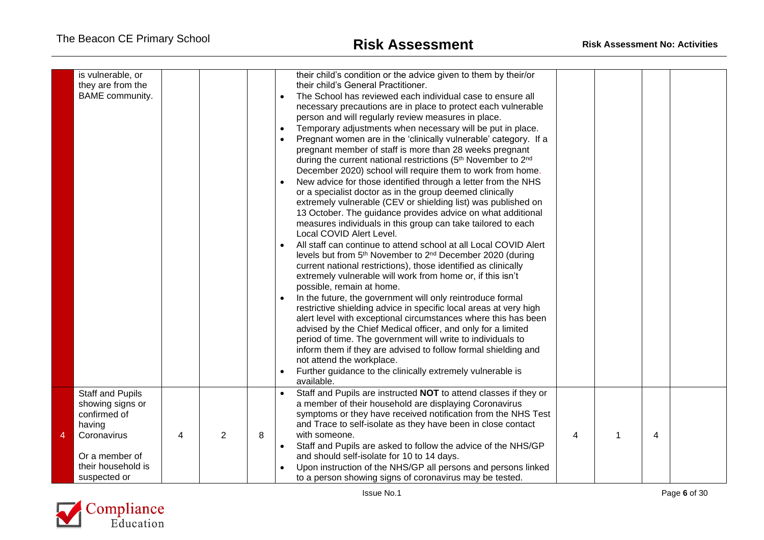| | | | | | | | | | |
|---|---|---|---|---|---|---|---|---|---|
| | is vulnerable, or they are from the BAME community. | | | | • their child's condition or the advice given to them by their/or their child's General Practitioner.<br>• The School has reviewed each individual case to ensure all necessary precautions are in place to protect each vulnerable person and will regularly review measures in place.<br>• Temporary adjustments when necessary will be put in place.<br>• Pregnant women are in the 'clinically vulnerable' category. If a pregnant member of staff is more than 28 weeks pregnant during the current national restrictions (5th November to 2nd December 2020) school will require them to work from home.<br>• New advice for those identified through a letter from the NHS or a specialist doctor as in the group deemed clinically extremely vulnerable (CEV or shielding list) was published on 13 October. The guidance provides advice on what additional measures individuals in this group can take tailored to each Local COVID Alert Level.<br>• All staff can continue to attend school at all Local COVID Alert levels but from 5th November to 2nd December 2020 (during current national restrictions), those identified as clinically extremely vulnerable will work from home or, if this isn't possible, remain at home.<br>• In the future, the government will only reintroduce formal restrictive shielding advice in specific local areas at very high alert level with exceptional circumstances where this has been advised by the Chief Medical officer, and only for a limited period of time. The government will write to individuals to inform them if they are advised to follow formal shielding and not attend the workplace.<br>• Further guidance to the clinically extremely vulnerable is available. | | | | |
| 4 | Staff and Pupils showing signs or confirmed of having Coronavirus<br><br>Or a member of their household is suspected or | 4 | 2 | 8 | • Staff and Pupils are instructed **NOT** to attend classes if they or a member of their household are displaying Coronavirus symptoms or they have received notification from the NHS Test and Trace to self-isolate as they have been in close contact with someone.<br>• Staff and Pupils are asked to follow the advice of the NHS/GP and should self-isolate for 10 to 14 days.<br>• Upon instruction of the NHS/GP all persons and persons linked to a person showing signs of coronavirus may be tested. | 4 | 1 | 4 | |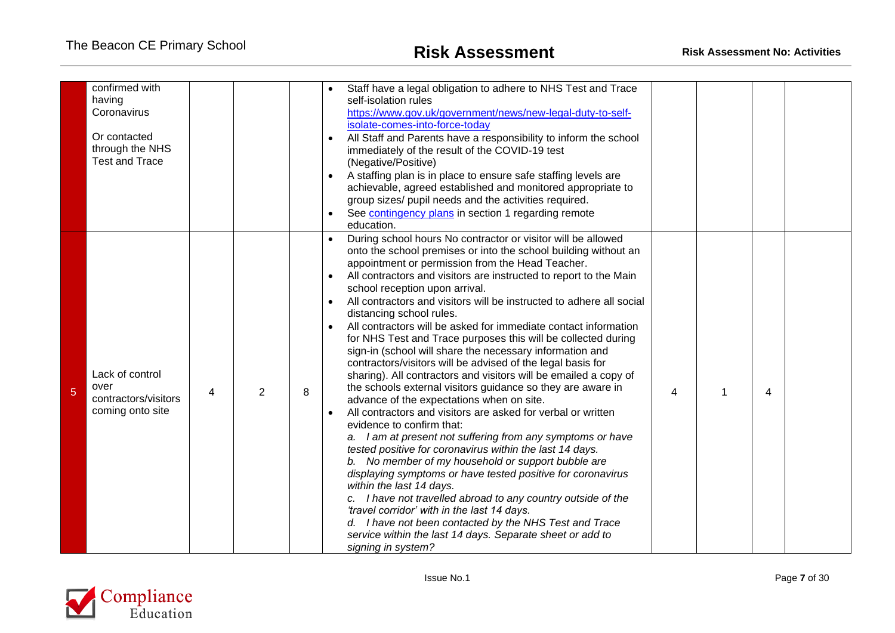| | | | | | | | | | |
|---|---|---|---|---|---|---|---|---|---|
| | confirmed with having Coronavirus<br><br>Or contacted through the NHS Test and Trace | | | | • Staff have a legal obligation to adhere to NHS Test and Trace self-isolation rules [https://www.gov.uk/government/news/new-legal-duty-to-self-isolate-comes-into-force-today](https://www.gov.uk/government/news/new-legal-duty-to-self-isolate-comes-into-force-today)<br>• All Staff and Parents have a responsibility to inform the school immediately of the result of the COVID-19 test (Negative/Positive)<br>• A staffing plan is in place to ensure safe staffing levels are achievable, agreed established and monitored appropriate to group sizes/ pupil needs and the activities required.<br>• See contingency plans in section 1 regarding remote education. | | | | |
| 5 | Lack of control over contractors/visitors coming onto site | 4 | 2 | 8 | • During school hours No contractor or visitor will be allowed onto the school premises or into the school building without an appointment or permission from the Head Teacher.<br>• All contractors and visitors are instructed to report to the Main school reception upon arrival.<br>• All contractors and visitors will be instructed to adhere all social distancing school rules.<br>• All contractors will be asked for immediate contact information for NHS Test and Trace purposes this will be collected during sign-in (school will share the necessary information and contractors/visitors will be advised of the legal basis for sharing). All contractors and visitors will be emailed a copy of the schools external visitors guidance so they are aware in advance of the expectations when on site.<br>• All contractors and visitors are asked for verbal or written evidence to confirm that:<br>*a. I am at present not suffering from any symptoms or have tested positive for coronavirus within the last 14 days.*<br>*b. No member of my household or support bubble are displaying symptoms or have tested positive for coronavirus within the last 14 days.*<br>*c. I have not travelled abroad to any country outside of the 'travel corridor' with in the last 14 days.*<br>*d. I have not been contacted by the NHS Test and Trace service within the last 14 days. Separate sheet or add to signing in system?* | 4 | 1 | 4 | |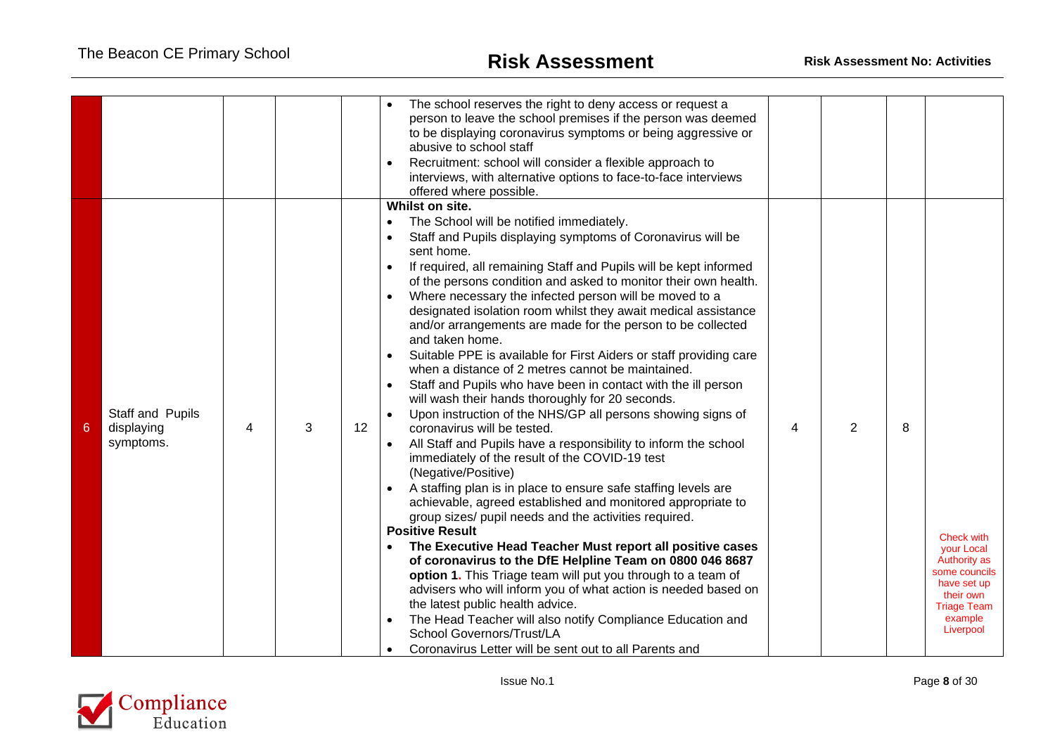| | | | | | | | | | |
|---|---|---|---|---|---|---|---|---|---|
| | | | | • The school reserves the right to deny access or request a person to leave the school premises if the person was deemed to be displaying coronavirus symptoms or being aggressive or abusive to school staff<br>• Recruitment: school will consider a flexible approach to interviews, with alternative options to face-to-face interviews offered where possible. | | | | |
| 6 | Staff and Pupils displaying symptoms. | 4 | 3 | 12 | **Whilst on site.**<br>• The School will be notified immediately.<br>• Staff and Pupils displaying symptoms of Coronavirus will be sent home.<br>• If required, all remaining Staff and Pupils will be kept informed of the persons condition and asked to monitor their own health.<br>• Where necessary the infected person will be moved to a designated isolation room whilst they await medical assistance and/or arrangements are made for the person to be collected and taken home.<br>• Suitable PPE is available for First Aiders or staff providing care when a distance of 2 metres cannot be maintained.<br>• Staff and Pupils who have been in contact with the ill person will wash their hands thoroughly for 20 seconds.<br>• Upon instruction of the NHS/GP all persons showing signs of coronavirus will be tested.<br>• All Staff and Pupils have a responsibility to inform the school immediately of the result of the COVID-19 test (Negative/Positive)<br>• A staffing plan is in place to ensure safe staffing levels are achievable, agreed established and monitored appropriate to group sizes/ pupil needs and the activities required.<br>**Positive Result**<br>• **The Executive Head Teacher Must report all positive cases of coronavirus to the DfE Helpline Team on 0800 046 8687 option 1.** This Triage team will put you through to a team of advisers who will inform you of what action is needed based on the latest public health advice.<br>• The Head Teacher will also notify Compliance Education and School Governors/Trust/LA<br>• Coronavirus Letter will be sent out to all Parents and | 4 | 2 | 8 | Check with your Local Authority as some councils have set up their own Triage Team example Liverpool |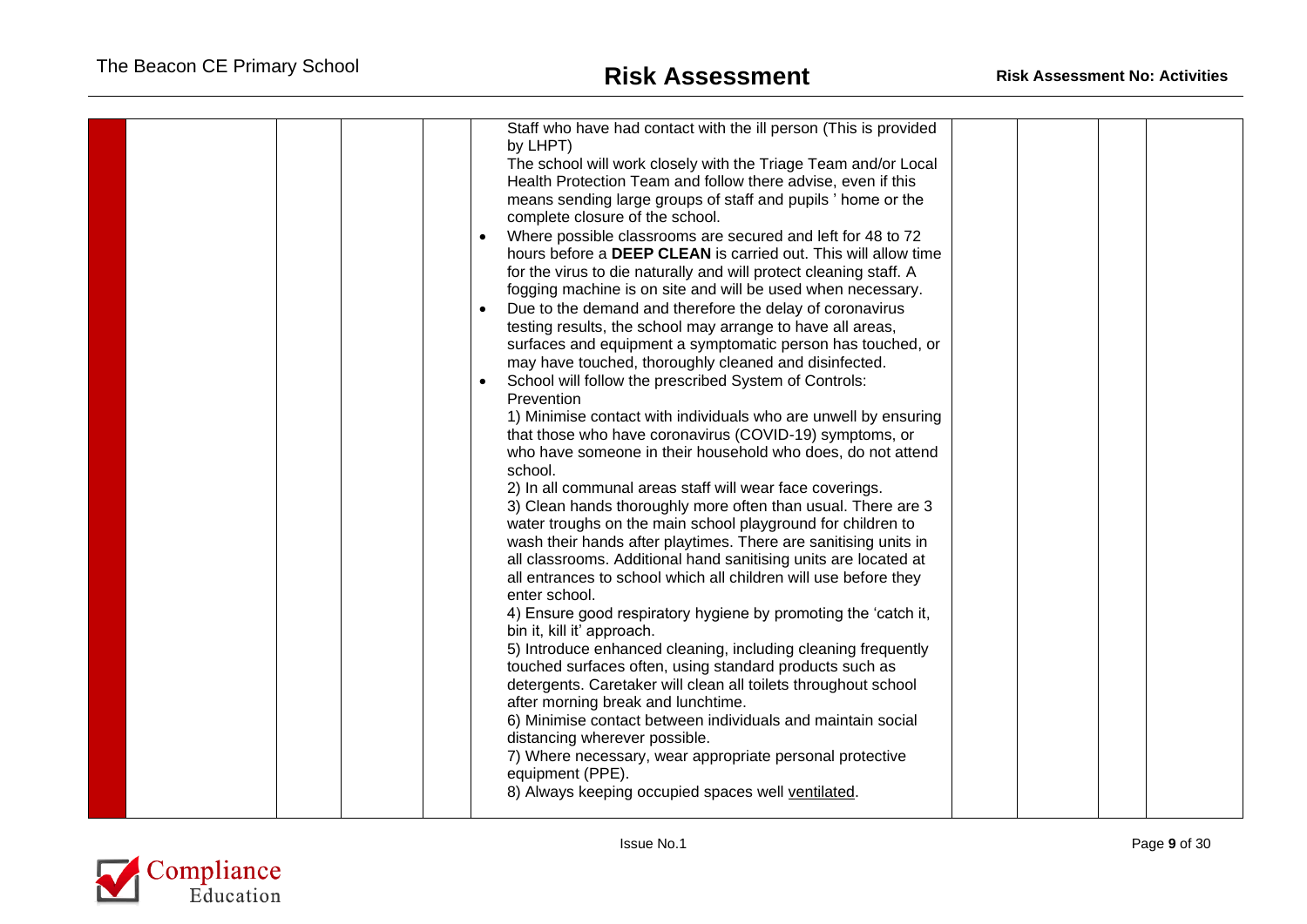| | | | | | | | | | |
|---|---|---|---|---|---|---|---|---|---|
| | | | | | Staff who have had contact with the ill person (This is provided by LHPT)<br>The school will work closely with the Triage Team and/or Local Health Protection Team and follow there advise, even if this means sending large groups of staff and pupils ' home or the complete closure of the school.<br>• Where possible classrooms are secured and left for 48 to 72 hours before a **DEEP CLEAN** is carried out. This will allow time for the virus to die naturally and will protect cleaning staff. A fogging machine is on site and will be used when necessary.<br>• Due to the demand and therefore the delay of coronavirus testing results, the school may arrange to have all areas, surfaces and equipment a symptomatic person has touched, or may have touched, thoroughly cleaned and disinfected.<br>• School will follow the prescribed System of Controls:<br>Prevention<br>1) Minimise contact with individuals who are unwell by ensuring that those who have coronavirus (COVID-19) symptoms, or who have someone in their household who does, do not attend school.<br>2) In all communal areas staff will wear face coverings.<br>3) Clean hands thoroughly more often than usual. There are 3 water troughs on the main school playground for children to wash their hands after playtimes. There are sanitising units in all classrooms. Additional hand sanitising units are located at all entrances to school which all children will use before they enter school.<br>4) Ensure good respiratory hygiene by promoting the 'catch it, bin it, kill it' approach.<br>5) Introduce enhanced cleaning, including cleaning frequently touched surfaces often, using standard products such as detergents. Caretaker will clean all toilets throughout school after morning break and lunchtime.<br>6) Minimise contact between individuals and maintain social distancing wherever possible.<br>7) Where necessary, wear appropriate personal protective equipment (PPE).<br>8) Always keeping occupied spaces well ventilated. | | | | |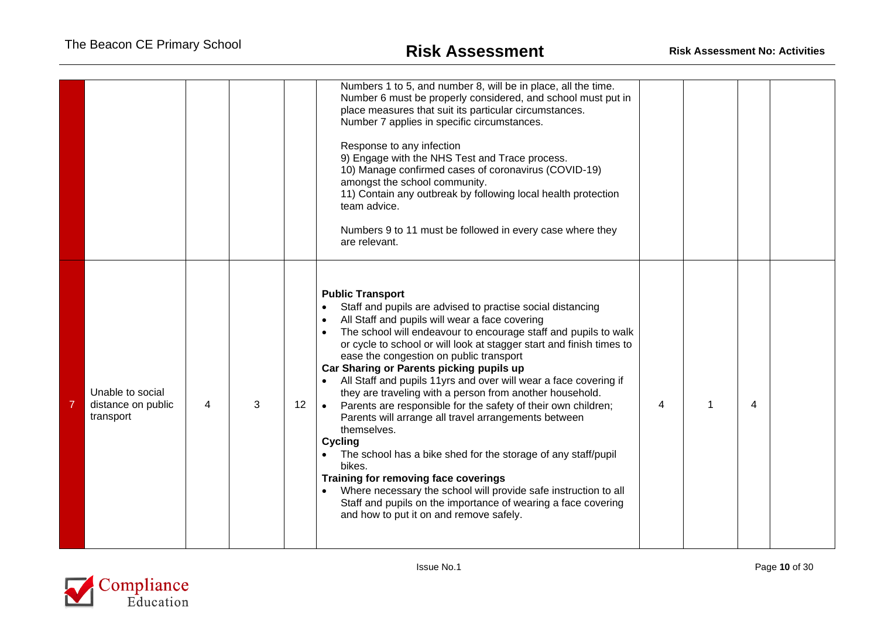| | | | | | | | | | |
|---|---|---|---|---|---|---|---|---|---|
| | | | | | Numbers 1 to 5, and number 8, will be in place, all the time.<br>Number 6 must be properly considered, and school must put in place measures that suit its particular circumstances.<br>Number 7 applies in specific circumstances.<br><br>Response to any infection<br>9) Engage with the NHS Test and Trace process.<br>10) Manage confirmed cases of coronavirus (COVID-19) amongst the school community.<br>11) Contain any outbreak by following local health protection team advice.<br><br>Numbers 9 to 11 must be followed in every case where they are relevant. | | | | |
| 7 | Unable to social distance on public transport | 4 | 3 | 12 | **Public Transport**<br>• Staff and pupils are advised to practise social distancing<br>• All Staff and pupils will wear a face covering<br>• The school will endeavour to encourage staff and pupils to walk or cycle to school or will look at stagger start and finish times to ease the congestion on public transport<br>**Car Sharing or Parents picking pupils up**<br>• All Staff and pupils 11yrs and over will wear a face covering if they are traveling with a person from another household.<br>• Parents are responsible for the safety of their own children; Parents will arrange all travel arrangements between themselves.<br>**Cycling**<br>• The school has a bike shed for the storage of any staff/pupil bikes.<br>**Training for removing face coverings**<br>• Where necessary the school will provide safe instruction to all Staff and pupils on the importance of wearing a face covering and how to put it on and remove safely. | 4 | 1 | 4 | |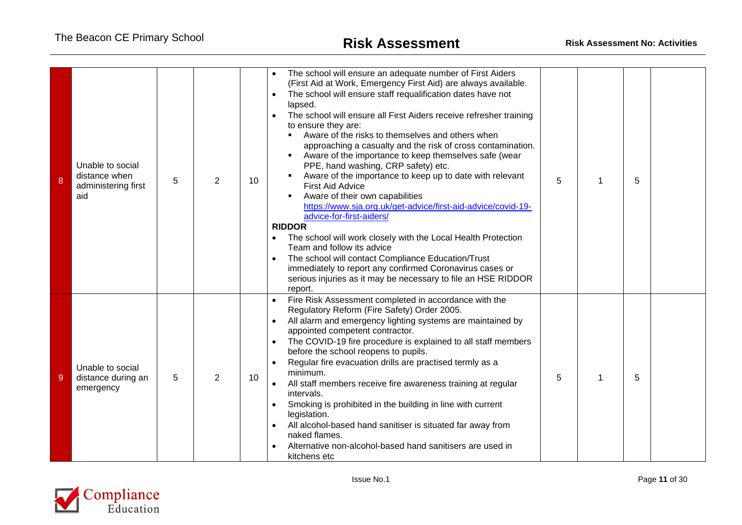| 8 | Unable to social distance when administering first aid | 5 | 2 | 10 | • The school will ensure an adequate number of First Aiders (First Aid at Work, Emergency First Aid) are always available.<br>• The school will ensure staff requalification dates have not lapsed.<br>• The school will ensure all First Aiders receive refresher training to ensure they are:<br>▪ Aware of the risks to themselves and others when approaching a casualty and the risk of cross contamination.<br>▪ Aware of the importance to keep themselves safe (wear PPE, hand washing, CRP safety) etc.<br>▪ Aware of the importance to keep up to date with relevant First Aid Advice<br>▪ Aware of their own capabilities https://www.sja.org.uk/get-advice/first-aid-advice/covid-19-advice-for-first-aiders/<br>**RIDDOR**<br>• The school will work closely with the Local Health Protection Team and follow its advice<br>• The school will contact Compliance Education/Trust immediately to report any confirmed Coronavirus cases or serious injuries as it may be necessary to file an HSE RIDDOR report. | 5 | 1 | 5 | |
|---|---|---|---|---|---|---|---|---|---|
| 9 | Unable to social distance during an emergency | 5 | 2 | 10 | • Fire Risk Assessment completed in accordance with the Regulatory Reform (Fire Safety) Order 2005.<br>• All alarm and emergency lighting systems are maintained by appointed competent contractor.<br>• The COVID-19 fire procedure is explained to all staff members before the school reopens to pupils.<br>• Regular fire evacuation drills are practised termly as a minimum.<br>• All staff members receive fire awareness training at regular intervals.<br>• Smoking is prohibited in the building in line with current legislation.<br>• All alcohol-based hand sanitiser is situated far away from naked flames.<br>• Alternative non-alcohol-based hand sanitisers are used in kitchens etc | 5 | 1 | 5 | |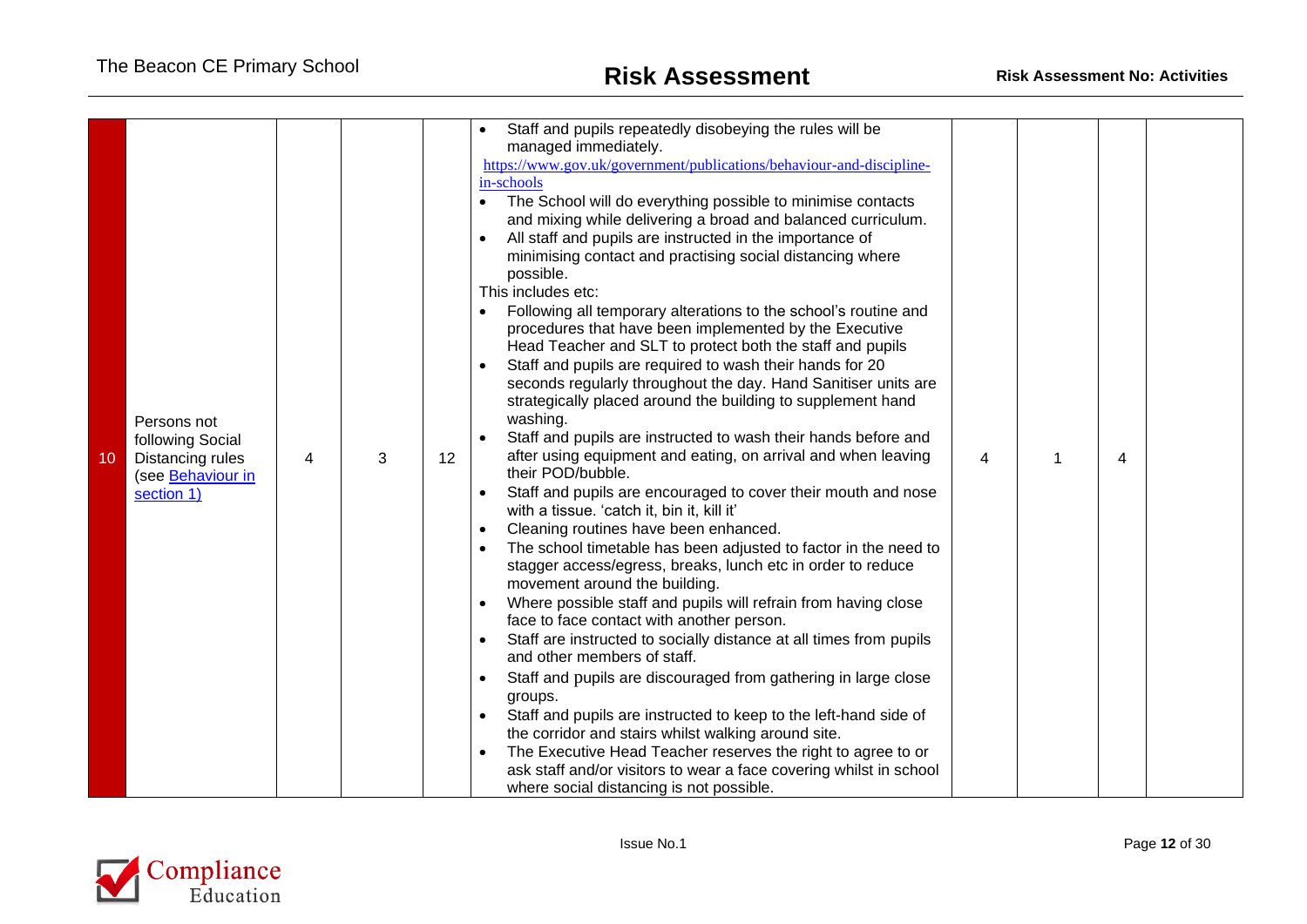| 10 | Persons not following Social Distancing rules (see [Behaviour in section 1)](#) | 4 | 3 | 12 | • Staff and pupils repeatedly disobeying the rules will be managed immediately.<br>[https://www.gov.uk/government/publications/behaviour-and-discipline-in-schools](https://www.gov.uk/government/publications/behaviour-and-discipline-in-schools)<br>• The School will do everything possible to minimise contacts and mixing while delivering a broad and balanced curriculum.<br>• All staff and pupils are instructed in the importance of minimising contact and practising social distancing where possible.<br>This includes etc:<br>• Following all temporary alterations to the school's routine and procedures that have been implemented by the Executive Head Teacher and SLT to protect both the staff and pupils<br>• Staff and pupils are required to wash their hands for 20 seconds regularly throughout the day. Hand Sanitiser units are strategically placed around the building to supplement hand washing.<br>• Staff and pupils are instructed to wash their hands before and after using equipment and eating, on arrival and when leaving their POD/bubble.<br>• Staff and pupils are encouraged to cover their mouth and nose with a tissue. 'catch it, bin it, kill it'<br>• Cleaning routines have been enhanced.<br>• The school timetable has been adjusted to factor in the need to stagger access/egress, breaks, lunch etc in order to reduce movement around the building.<br>• Where possible staff and pupils will refrain from having close face to face contact with another person.<br>• Staff are instructed to socially distance at all times from pupils and other members of staff.<br>• Staff and pupils are discouraged from gathering in large close groups.<br>• Staff and pupils are instructed to keep to the left-hand side of the corridor and stairs whilst walking around site.<br>• The Executive Head Teacher reserves the right to agree to or ask staff and/or visitors to wear a face covering whilst in school where social distancing is not possible. | 4 | 1 | 4 | |
|---|---|---|---|---|---|---|---|---|---|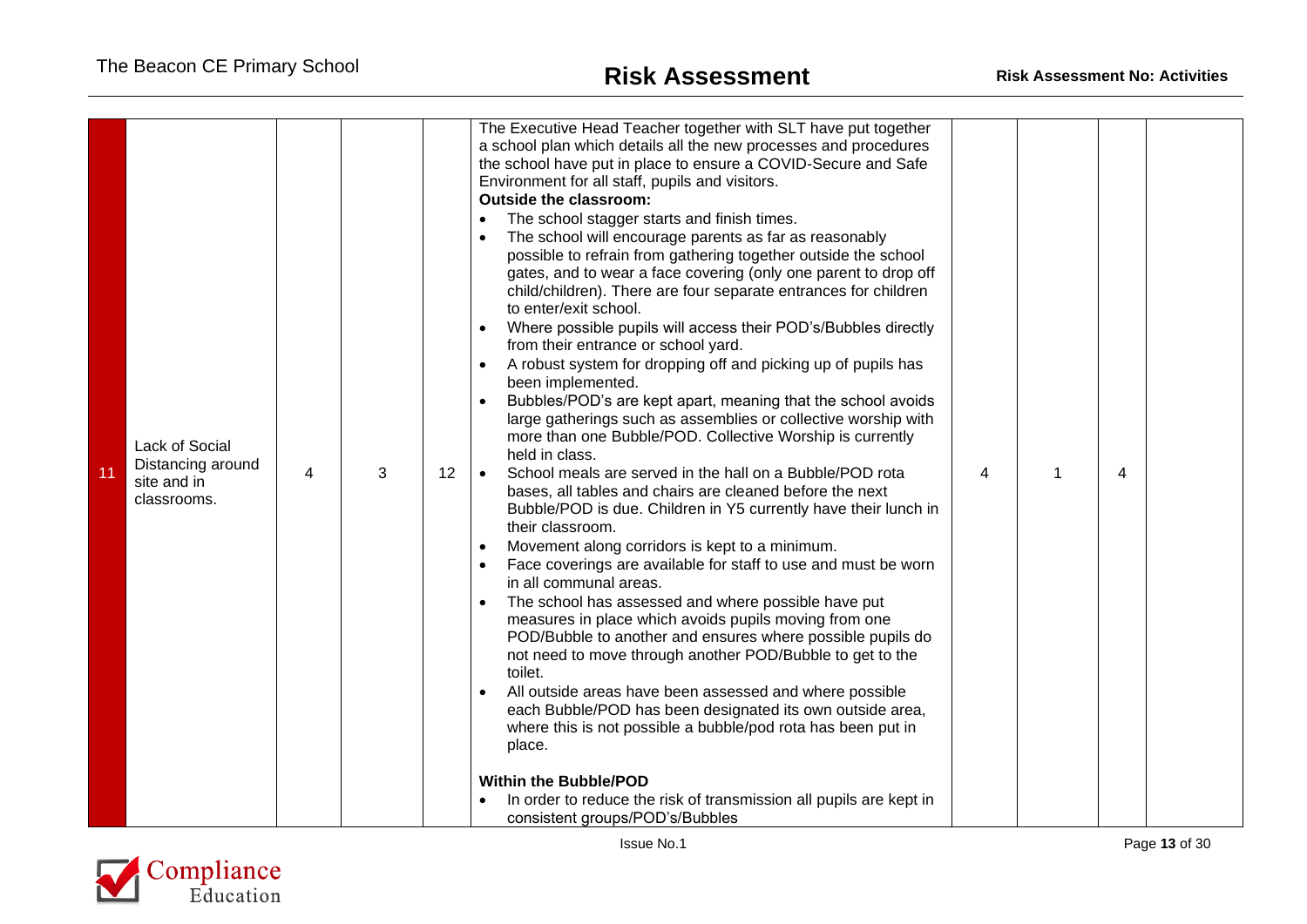| | | | | | | | | | |
|---|---|---|---|---|---|---|---|---|---|
| 11 | Lack of Social Distancing around site and in classrooms. | 4 | 3 | 12 | The Executive Head Teacher together with SLT have put together a school plan which details all the new processes and procedures the school have put in place to ensure a COVID-Secure and Safe Environment for all staff, pupils and visitors.<br>**Outside the classroom:**<br>• The school stagger starts and finish times.<br>• The school will encourage parents as far as reasonably possible to refrain from gathering together outside the school gates, and to wear a face covering (only one parent to drop off child/children). There are four separate entrances for children to enter/exit school.<br>• Where possible pupils will access their POD's/Bubbles directly from their entrance or school yard.<br>• A robust system for dropping off and picking up of pupils has been implemented.<br>• Bubbles/POD's are kept apart, meaning that the school avoids large gatherings such as assemblies or collective worship with more than one Bubble/POD. Collective Worship is currently held in class.<br>• School meals are served in the hall on a Bubble/POD rota bases, all tables and chairs are cleaned before the next Bubble/POD is due. Children in Y5 currently have their lunch in their classroom.<br>• Movement along corridors is kept to a minimum.<br>• Face coverings are available for staff to use and must be worn in all communal areas.<br>• The school has assessed and where possible have put measures in place which avoids pupils moving from one POD/Bubble to another and ensures where possible pupils do not need to move through another POD/Bubble to get to the toilet.<br>• All outside areas have been assessed and where possible each Bubble/POD has been designated its own outside area, where this is not possible a bubble/pod rota has been put in place.<br><br>**Within the Bubble/POD**<br>• In order to reduce the risk of transmission all pupils are kept in consistent groups/POD's/Bubbles | 4 | 1 | 4 | |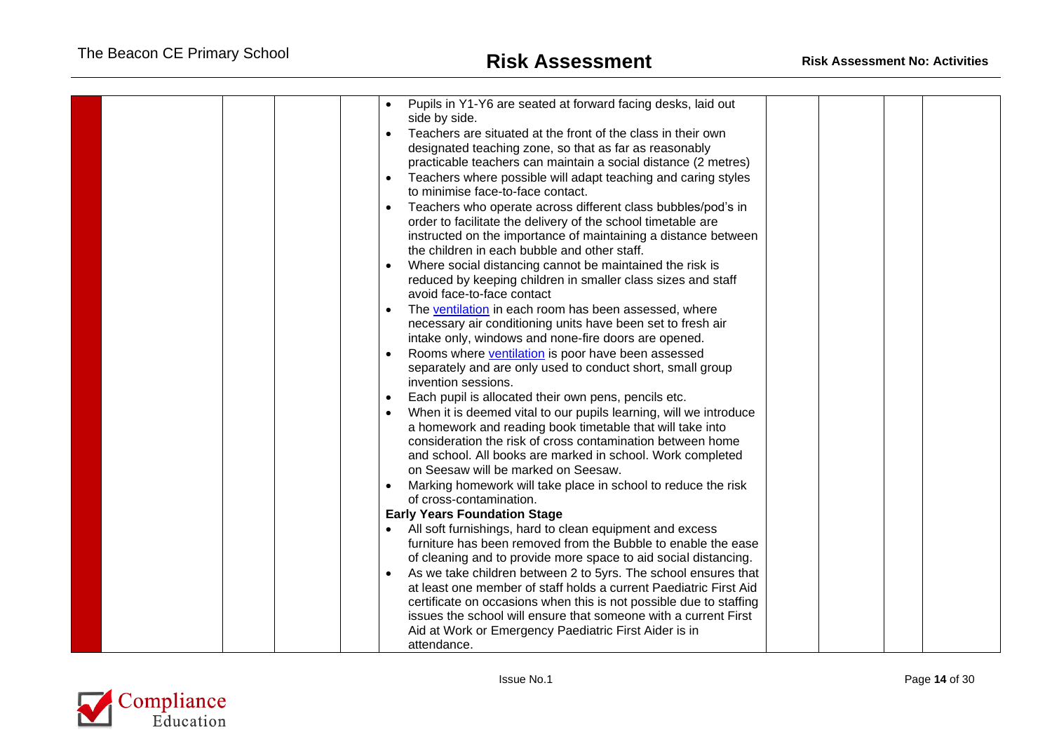| | | | | | | | | | |
|---|---|---|---|---|---|---|---|---|---|
| | | | | | • Pupils in Y1-Y6 are seated at forward facing desks, laid out side by side.<br>• Teachers are situated at the front of the class in their own designated teaching zone, so that as far as reasonably practicable teachers can maintain a social distance (2 metres)<br>• Teachers where possible will adapt teaching and caring styles to minimise face-to-face contact.<br>• Teachers who operate across different class bubbles/pod's in order to facilitate the delivery of the school timetable are instructed on the importance of maintaining a distance between the children in each bubble and other staff.<br>• Where social distancing cannot be maintained the risk is reduced by keeping children in smaller class sizes and staff avoid face-to-face contact<br>• The ventilation in each room has been assessed, where necessary air conditioning units have been set to fresh air intake only, windows and none-fire doors are opened.<br>• Rooms where ventilation is poor have been assessed separately and are only used to conduct short, small group invention sessions.<br>• Each pupil is allocated their own pens, pencils etc.<br>• When it is deemed vital to our pupils learning, will we introduce a homework and reading book timetable that will take into consideration the risk of cross contamination between home and school. All books are marked in school. Work completed on Seesaw will be marked on Seesaw.<br>• Marking homework will take place in school to reduce the risk of cross-contamination.<br>**Early Years Foundation Stage**<br>• All soft furnishings, hard to clean equipment and excess furniture has been removed from the Bubble to enable the ease of cleaning and to provide more space to aid social distancing.<br>• As we take children between 2 to 5yrs. The school ensures that at least one member of staff holds a current Paediatric First Aid certificate on occasions when this is not possible due to staffing issues the school will ensure that someone with a current First Aid at Work or Emergency Paediatric First Aider is in attendance. | | | | |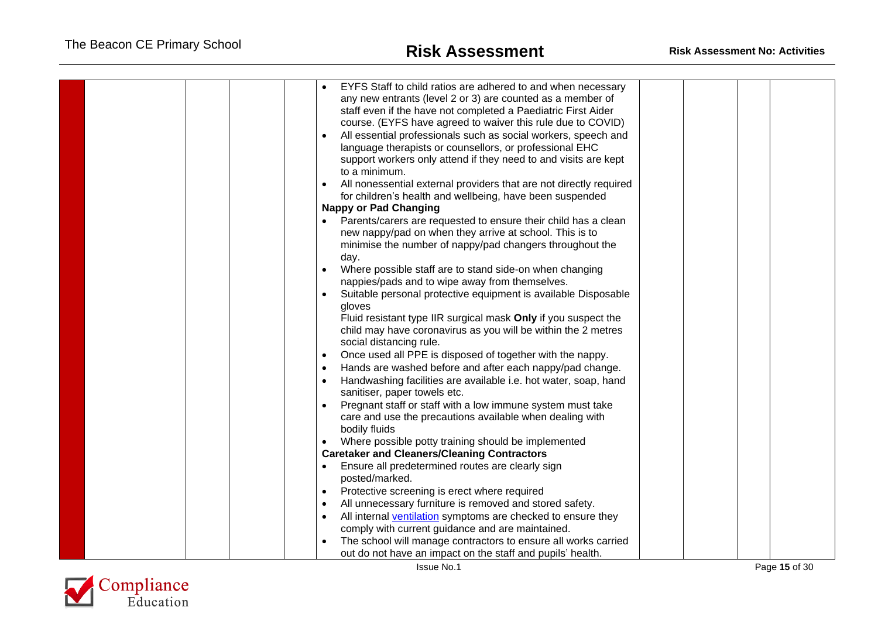| | | | | | | | | |
|---|---|---|---|---|---|---|---|---|
| | | | | • EYFS Staff to child ratios are adhered to and when necessary any new entrants (level 2 or 3) are counted as a member of staff even if the have not completed a Paediatric First Aider course. (EYFS have agreed to waiver this rule due to COVID)<br>• All essential professionals such as social workers, speech and language therapists or counsellors, or professional EHC support workers only attend if they need to and visits are kept to a minimum.<br>• All nonessential external providers that are not directly required for children's health and wellbeing, have been suspended<br>**Nappy or Pad Changing**<br>• Parents/carers are requested to ensure their child has a clean new nappy/pad on when they arrive at school. This is to minimise the number of nappy/pad changers throughout the day.<br>• Where possible staff are to stand side-on when changing nappies/pads and to wipe away from themselves.<br>• Suitable personal protective equipment is available Disposable gloves<br>Fluid resistant type IIR surgical mask **Only** if you suspect the child may have coronavirus as you will be within the 2 metres social distancing rule.<br>• Once used all PPE is disposed of together with the nappy.<br>• Hands are washed before and after each nappy/pad change.<br>• Handwashing facilities are available i.e. hot water, soap, hand sanitiser, paper towels etc.<br>• Pregnant staff or staff with a low immune system must take care and use the precautions available when dealing with bodily fluids<br>• Where possible potty training should be implemented<br>**Caretaker and Cleaners/Cleaning Contractors**<br>• Ensure all predetermined routes are clearly sign posted/marked.<br>• Protective screening is erect where required<br>• All unnecessary furniture is removed and stored safety.<br>• All internal ventilation symptoms are checked to ensure they comply with current guidance and are maintained.<br>• The school will manage contractors to ensure all works carried out do not have an impact on the staff and pupils' health. | | | | |

Issue No.1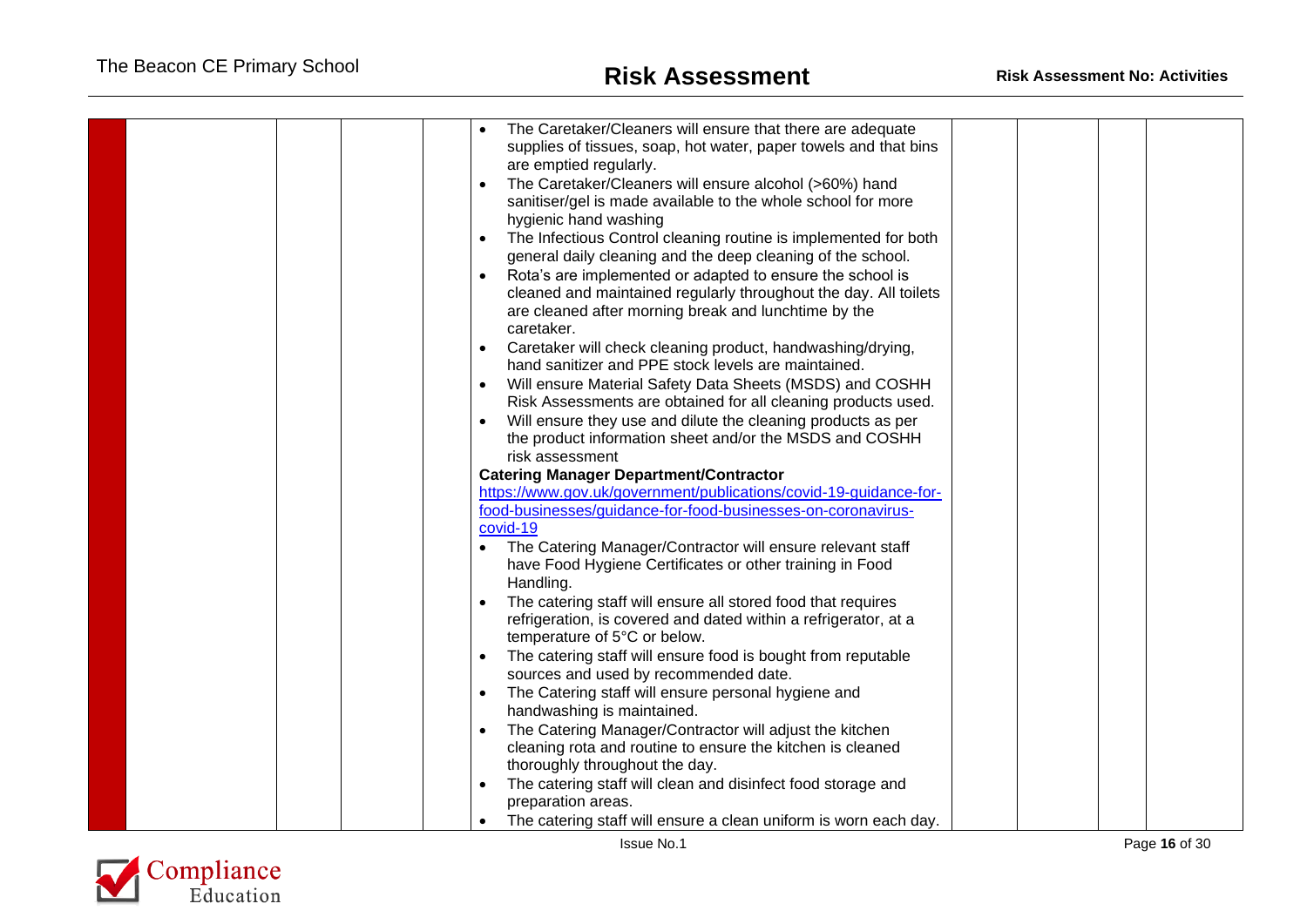| | | | | | | | | | |
|---|---|---|---|---|---|---|---|---|---|
| | | | | | • The Caretaker/Cleaners will ensure that there are adequate supplies of tissues, soap, hot water, paper towels and that bins are emptied regularly.<br>• The Caretaker/Cleaners will ensure alcohol (>60%) hand sanitiser/gel is made available to the whole school for more hygienic hand washing<br>• The Infectious Control cleaning routine is implemented for both general daily cleaning and the deep cleaning of the school.<br>• Rota's are implemented or adapted to ensure the school is cleaned and maintained regularly throughout the day. All toilets are cleaned after morning break and lunchtime by the caretaker.<br>• Caretaker will check cleaning product, handwashing/drying, hand sanitizer and PPE stock levels are maintained.<br>• Will ensure Material Safety Data Sheets (MSDS) and COSHH Risk Assessments are obtained for all cleaning products used.<br>• Will ensure they use and dilute the cleaning products as per the product information sheet and/or the MSDS and COSHH risk assessment<br>**Catering Manager Department/Contractor**<br>https://www.gov.uk/government/publications/covid-19-guidance-for-food-businesses/guidance-for-food-businesses-on-coronavirus-covid-19<br>• The Catering Manager/Contractor will ensure relevant staff have Food Hygiene Certificates or other training in Food Handling.<br>• The catering staff will ensure all stored food that requires refrigeration, is covered and dated within a refrigerator, at a temperature of 5°C or below.<br>• The catering staff will ensure food is bought from reputable sources and used by recommended date.<br>• The Catering staff will ensure personal hygiene and handwashing is maintained.<br>• The Catering Manager/Contractor will adjust the kitchen cleaning rota and routine to ensure the kitchen is cleaned thoroughly throughout the day.<br>• The catering staff will clean and disinfect food storage and preparation areas.<br>• The catering staff will ensure a clean uniform is worn each day. | | | | |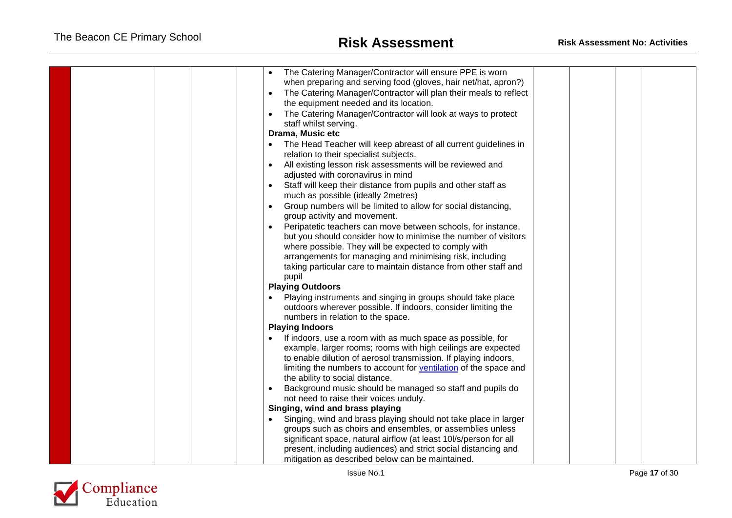| | | | | | | | | | |
|---|---|---|---|---|---|---|---|---|---|
| | | | | | • The Catering Manager/Contractor will ensure PPE is worn when preparing and serving food (gloves, hair net/hat, apron?)<br>• The Catering Manager/Contractor will plan their meals to reflect the equipment needed and its location.<br>• The Catering Manager/Contractor will look at ways to protect staff whilst serving.<br>**Drama, Music etc**<br>• The Head Teacher will keep abreast of all current guidelines in relation to their specialist subjects.<br>• All existing lesson risk assessments will be reviewed and adjusted with coronavirus in mind<br>• Staff will keep their distance from pupils and other staff as much as possible (ideally 2metres)<br>• Group numbers will be limited to allow for social distancing, group activity and movement.<br>• Peripatetic teachers can move between schools, for instance, but you should consider how to minimise the number of visitors where possible. They will be expected to comply with arrangements for managing and minimising risk, including taking particular care to maintain distance from other staff and pupil<br>**Playing Outdoors**<br>• Playing instruments and singing in groups should take place outdoors wherever possible. If indoors, consider limiting the numbers in relation to the space.<br>**Playing Indoors**<br>• If indoors, use a room with as much space as possible, for example, larger rooms; rooms with high ceilings are expected to enable dilution of aerosol transmission. If playing indoors, limiting the numbers to account for ventilation of the space and the ability to social distance.<br>• Background music should be managed so staff and pupils do not need to raise their voices unduly.<br>**Singing, wind and brass playing**<br>• Singing, wind and brass playing should not take place in larger groups such as choirs and ensembles, or assemblies unless significant space, natural airflow (at least 10l/s/person for all present, including audiences) and strict social distancing and mitigation as described below can be maintained. | | | | |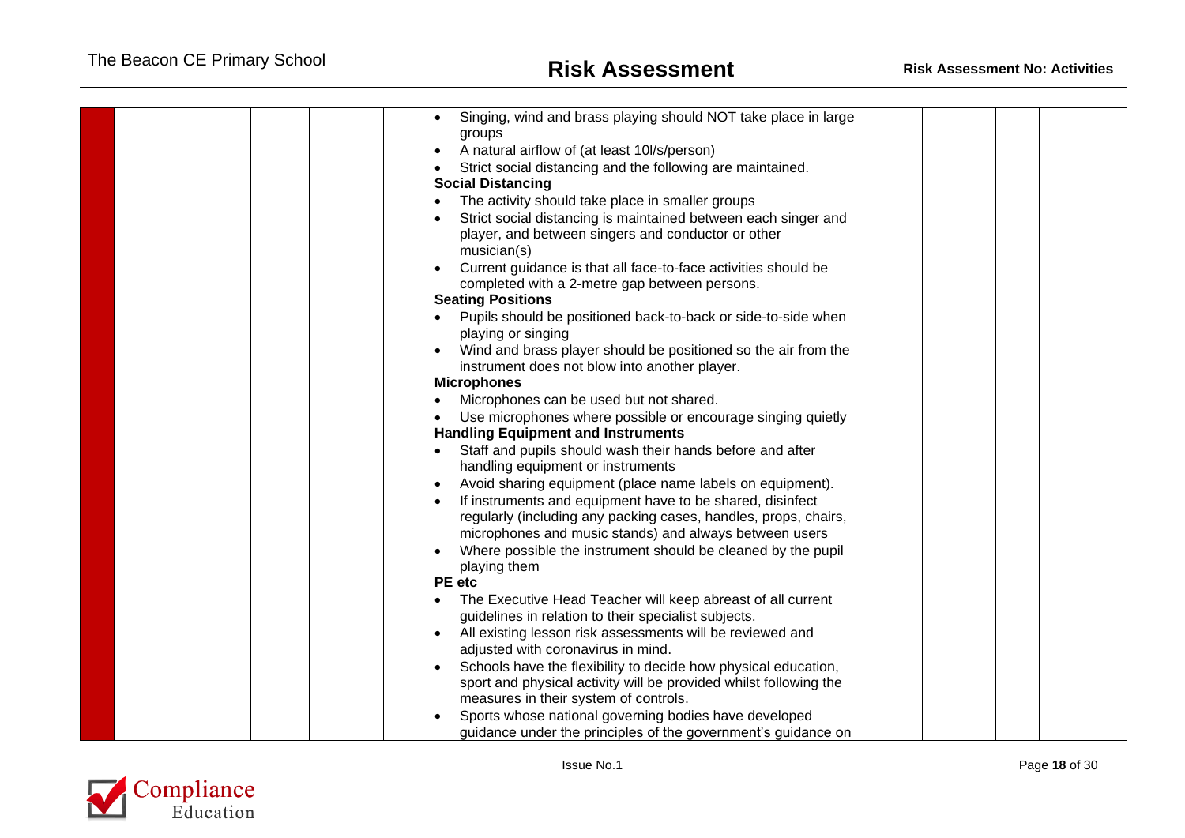| | | | | | | | | |
|---|---|---|---|---|---|---|---|---|
| | | | | • Singing, wind and brass playing should NOT take place in large groups<br>• A natural airflow of (at least 10l/s/person)<br>• Strict social distancing and the following are maintained.<br>**Social Distancing**<br>• The activity should take place in smaller groups<br>• Strict social distancing is maintained between each singer and player, and between singers and conductor or other musician(s)<br>• Current guidance is that all face-to-face activities should be completed with a 2-metre gap between persons.<br>**Seating Positions**<br>• Pupils should be positioned back-to-back or side-to-side when playing or singing<br>• Wind and brass player should be positioned so the air from the instrument does not blow into another player.<br>**Microphones**<br>• Microphones can be used but not shared.<br>• Use microphones where possible or encourage singing quietly<br>**Handling Equipment and Instruments**<br>• Staff and pupils should wash their hands before and after handling equipment or instruments<br>• Avoid sharing equipment (place name labels on equipment).<br>• If instruments and equipment have to be shared, disinfect regularly (including any packing cases, handles, props, chairs, microphones and music stands) and always between users<br>• Where possible the instrument should be cleaned by the pupil playing them<br>**PE etc**<br>• The Executive Head Teacher will keep abreast of all current guidelines in relation to their specialist subjects.<br>• All existing lesson risk assessments will be reviewed and adjusted with coronavirus in mind.<br>• Schools have the flexibility to decide how physical education, sport and physical activity will be provided whilst following the measures in their system of controls.<br>• Sports whose national governing bodies have developed guidance under the principles of the government's guidance on | | | | |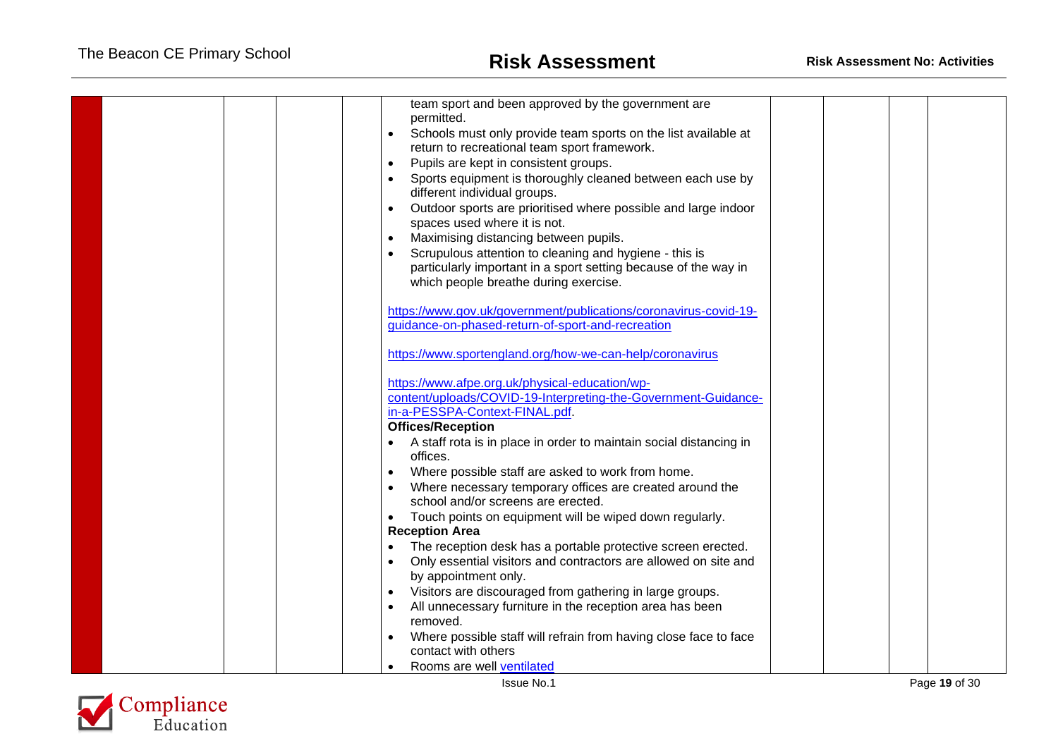| | | | | | | | | |
|---|---|---|---|---|---|---|---|---|
| | | | | team sport and been approved by the government are permitted.<br>• Schools must only provide team sports on the list available at return to recreational team sport framework.<br>• Pupils are kept in consistent groups.<br>• Sports equipment is thoroughly cleaned between each use by different individual groups.<br>• Outdoor sports are prioritised where possible and large indoor spaces used where it is not.<br>• Maximising distancing between pupils.<br>• Scrupulous attention to cleaning and hygiene - this is particularly important in a sport setting because of the way in which people breathe during exercise.<br><br>https://www.gov.uk/government/publications/coronavirus-covid-19-guidance-on-phased-return-of-sport-and-recreation<br><br>https://www.sportengland.org/how-we-can-help/coronavirus<br><br>https://www.afpe.org.uk/physical-education/wp-content/uploads/COVID-19-Interpreting-the-Government-Guidance-in-a-PESSPA-Context-FINAL.pdf.<br>**Offices/Reception**<br>• A staff rota is in place in order to maintain social distancing in offices.<br>• Where possible staff are asked to work from home.<br>• Where necessary temporary offices are created around the school and/or screens are erected.<br>• Touch points on equipment will be wiped down regularly.<br>**Reception Area**<br>• The reception desk has a portable protective screen erected.<br>• Only essential visitors and contractors are allowed on site and by appointment only.<br>• Visitors are discouraged from gathering in large groups.<br>• All unnecessary furniture in the reception area has been removed.<br>• Where possible staff will refrain from having close face to face contact with others<br>• Rooms are well ventilated | | | | |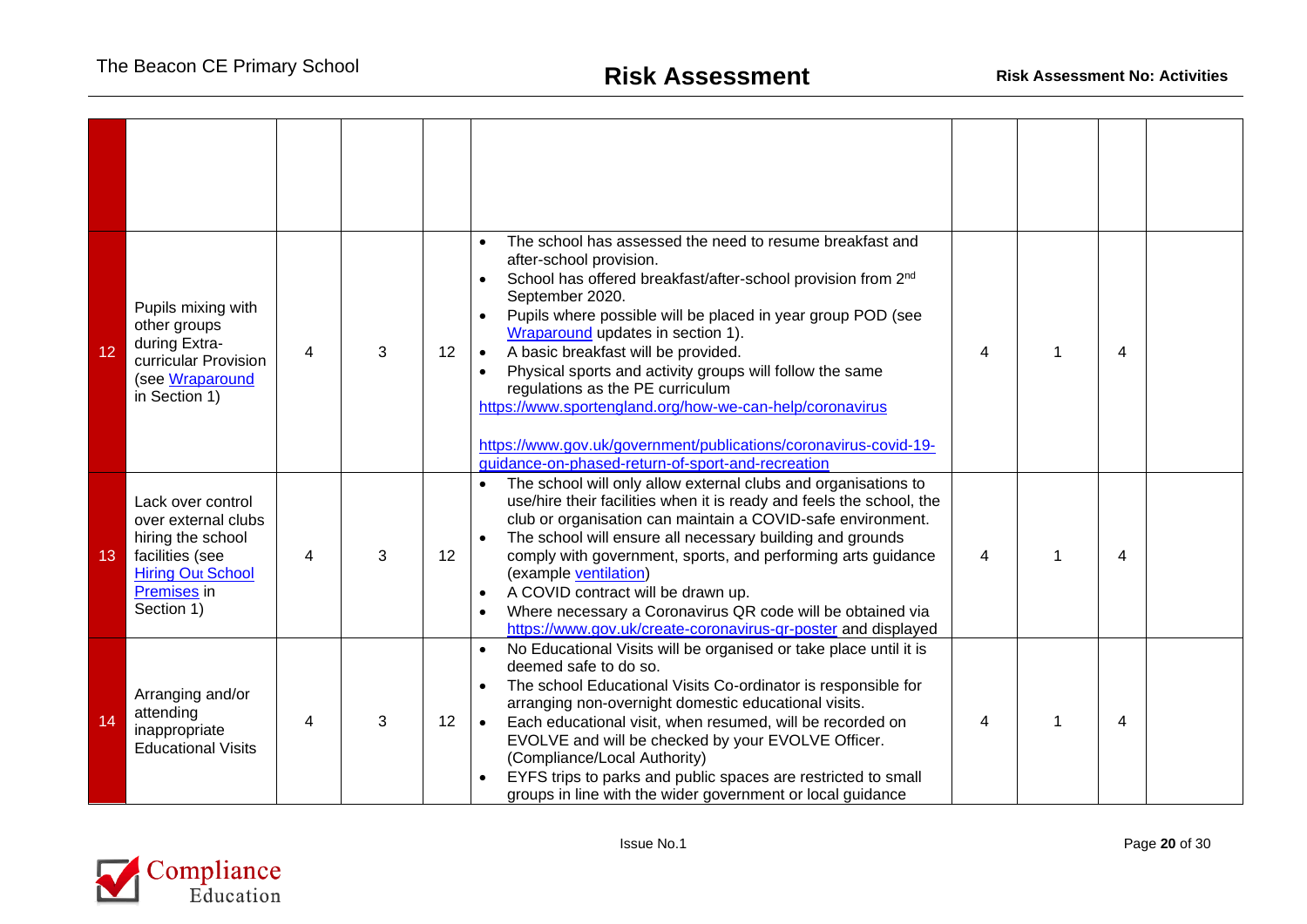| | | | | | | | | | |
|---|---|---|---|---|---|---|---|---|---|
| | | | | | | | | | |
| 12 | Pupils mixing with other groups during Extra-curricular Provision (see Wraparound in Section 1) | 4 | 3 | 12 | • The school has assessed the need to resume breakfast and after-school provision.<br>• School has offered breakfast/after-school provision from 2nd September 2020.<br>• Pupils where possible will be placed in year group POD (see Wraparound updates in section 1).<br>• A basic breakfast will be provided.<br>• Physical sports and activity groups will follow the same regulations as the PE curriculum<br>https://www.sportengland.org/how-we-can-help/coronavirus<br><br>https://www.gov.uk/government/publications/coronavirus-covid-19-guidance-on-phased-return-of-sport-and-recreation | 4 | 1 | 4 | |
| 13 | Lack over control over external clubs hiring the school facilities (see Hiring Out School Premises in Section 1) | 4 | 3 | 12 | • The school will only allow external clubs and organisations to use/hire their facilities when it is ready and feels the school, the club or organisation can maintain a COVID-safe environment.<br>• The school will ensure all necessary building and grounds comply with government, sports, and performing arts guidance (example ventilation)<br>• A COVID contract will be drawn up.<br>• Where necessary a Coronavirus QR code will be obtained via https://www.gov.uk/create-coronavirus-qr-poster and displayed | 4 | 1 | 4 | |
| 14 | Arranging and/or attending inappropriate Educational Visits | 4 | 3 | 12 | • No Educational Visits will be organised or take place until it is deemed safe to do so.<br>• The school Educational Visits Co-ordinator is responsible for arranging non-overnight domestic educational visits.<br>• Each educational visit, when resumed, will be recorded on EVOLVE and will be checked by your EVOLVE Officer. (Compliance/Local Authority)<br>• EYFS trips to parks and public spaces are restricted to small groups in line with the wider government or local guidance | 4 | 1 | 4 | |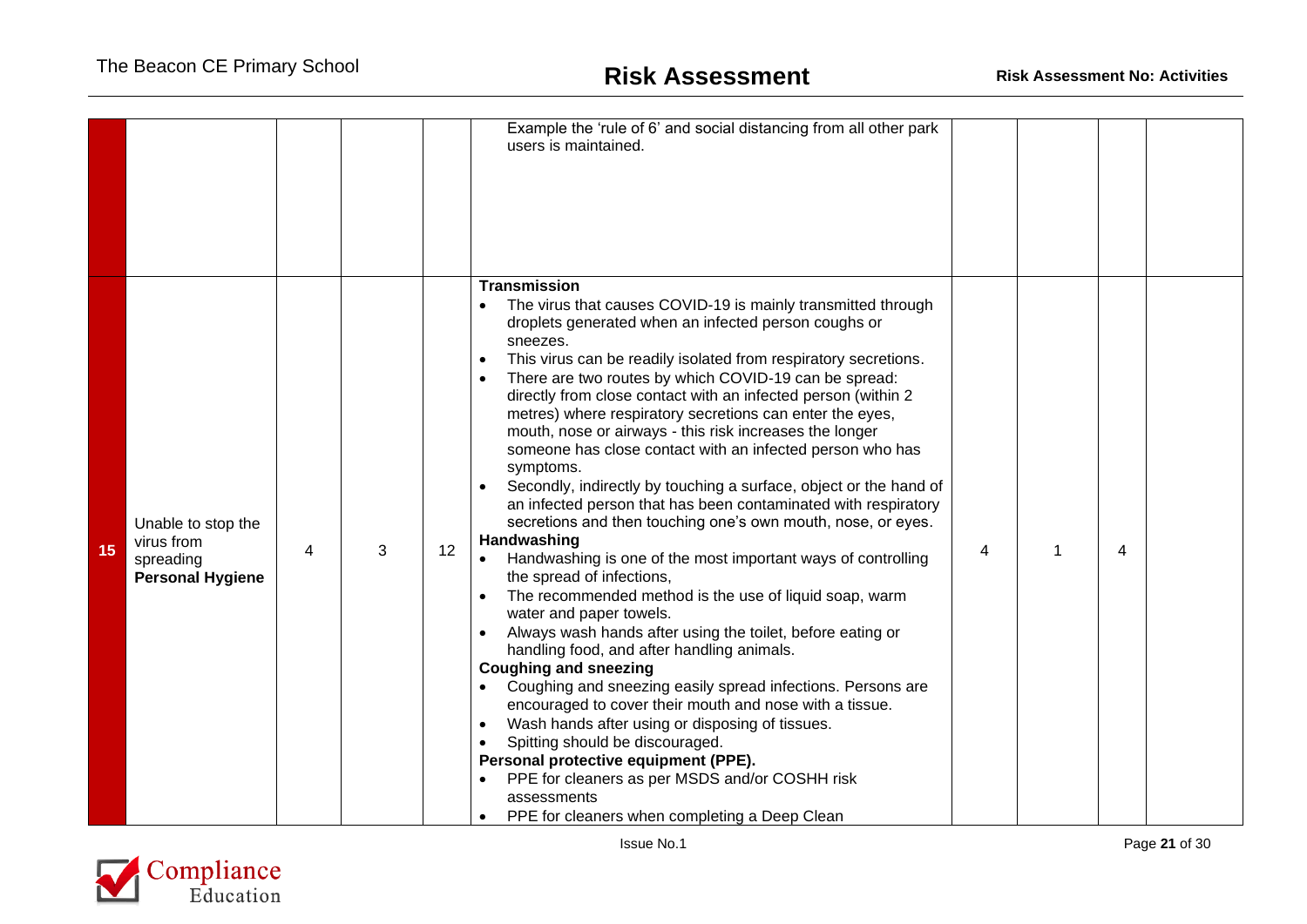| | | | | | | | | | |
|---|---|---|---|---|---|---|---|---|---|
| | | | | | Example the 'rule of 6' and social distancing from all other park users is maintained. | | | | |
| 15 | Unable to stop the virus from spreading **Personal Hygiene** | 4 | 3 | 12 | **Transmission**<br>• The virus that causes COVID-19 is mainly transmitted through droplets generated when an infected person coughs or sneezes.<br>• This virus can be readily isolated from respiratory secretions.<br>• There are two routes by which COVID-19 can be spread: directly from close contact with an infected person (within 2 metres) where respiratory secretions can enter the eyes, mouth, nose or airways - this risk increases the longer someone has close contact with an infected person who has symptoms.<br>• Secondly, indirectly by touching a surface, object or the hand of an infected person that has been contaminated with respiratory secretions and then touching one's own mouth, nose, or eyes.<br>**Handwashing**<br>• Handwashing is one of the most important ways of controlling the spread of infections,<br>• The recommended method is the use of liquid soap, warm water and paper towels.<br>• Always wash hands after using the toilet, before eating or handling food, and after handling animals.<br>**Coughing and sneezing**<br>• Coughing and sneezing easily spread infections. Persons are encouraged to cover their mouth and nose with a tissue.<br>• Wash hands after using or disposing of tissues.<br>• Spitting should be discouraged.<br>**Personal protective equipment (PPE).**<br>• PPE for cleaners as per MSDS and/or COSHH risk assessments<br>• PPE for cleaners when completing a Deep Clean | 4 | 1 | 4 | |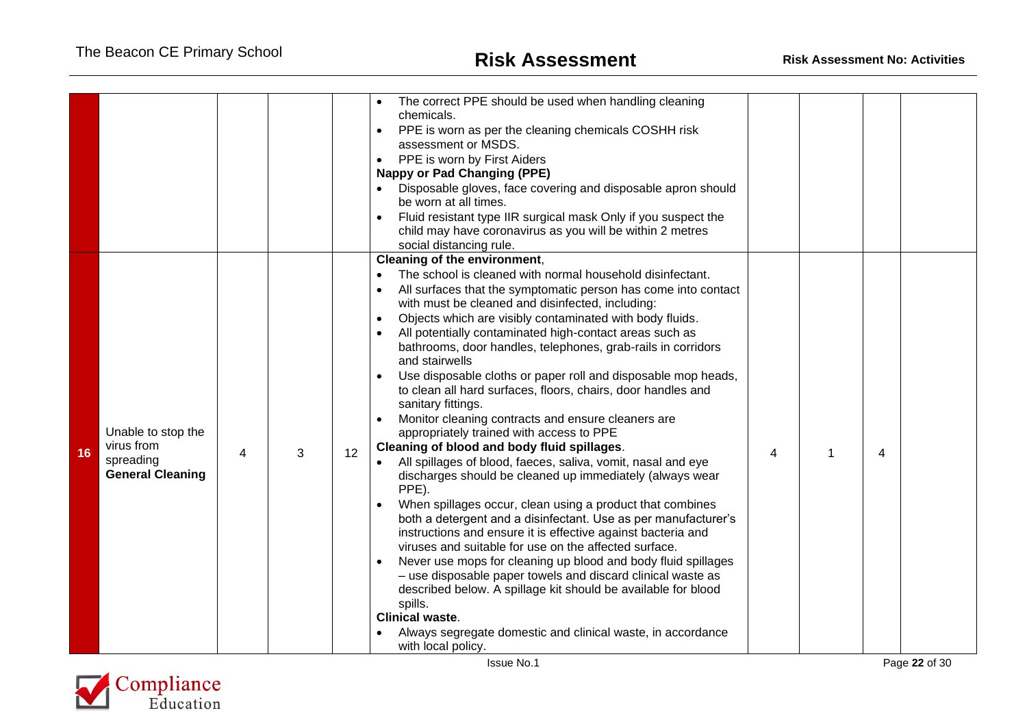|  |  |  |  |  |  |  |  |  |  |
|---|---|---|---|---|---|---|---|---|---|
|  |  |  |  |  | • The correct PPE should be used when handling cleaning chemicals.<br>• PPE is worn as per the cleaning chemicals COSHH risk assessment or MSDS.<br>• PPE is worn by First Aiders<br>**Nappy or Pad Changing (PPE)**<br>• Disposable gloves, face covering and disposable apron should be worn at all times.<br>• Fluid resistant type IIR surgical mask Only if you suspect the child may have coronavirus as you will be within 2 metres social distancing rule. |  |  |  |  |
| **16** | Unable to stop the virus from spreading **General Cleaning** | 4 | 3 | 12 | **Cleaning of the environment**,<br>• The school is cleaned with normal household disinfectant.<br>• All surfaces that the symptomatic person has come into contact with must be cleaned and disinfected, including:<br>• Objects which are visibly contaminated with body fluids.<br>• All potentially contaminated high-contact areas such as bathrooms, door handles, telephones, grab-rails in corridors and stairwells<br>• Use disposable cloths or paper roll and disposable mop heads, to clean all hard surfaces, floors, chairs, door handles and sanitary fittings.<br>• Monitor cleaning contracts and ensure cleaners are appropriately trained with access to PPE<br>**Cleaning of blood and body fluid spillages**.<br>• All spillages of blood, faeces, saliva, vomit, nasal and eye discharges should be cleaned up immediately (always wear PPE).<br>• When spillages occur, clean using a product that combines both a detergent and a disinfectant. Use as per manufacturer's instructions and ensure it is effective against bacteria and viruses and suitable for use on the affected surface.<br>• Never use mops for cleaning up blood and body fluid spillages – use disposable paper towels and discard clinical waste as described below. A spillage kit should be available for blood spills.<br>**Clinical waste**.<br>• Always segregate domestic and clinical waste, in accordance with local policy. | 4 | 1 | 4 |  |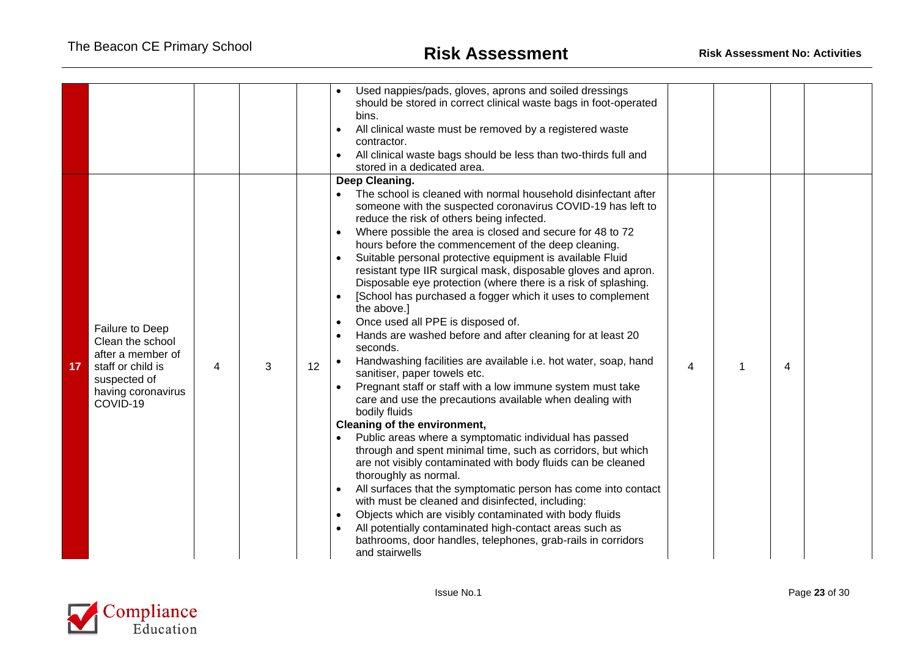| | | | | | | | | | |
|---|---|---|---|---|---|---|---|---|---|
| | | | | • Used nappies/pads, gloves, aprons and soiled dressings should be stored in correct clinical waste bags in foot-operated bins.<br>• All clinical waste must be removed by a registered waste contractor.<br>• All clinical waste bags should be less than two-thirds full and stored in a dedicated area. | | | | |
| 17 | Failure to Deep Clean the school after a member of staff or child is suspected of having coronavirus COVID-19 | 4 | 3 | 12 | **Deep Cleaning.**<br>• The school is cleaned with normal household disinfectant after someone with the suspected coronavirus COVID-19 has left to reduce the risk of others being infected.<br>• Where possible the area is closed and secure for 48 to 72 hours before the commencement of the deep cleaning.<br>• Suitable personal protective equipment is available Fluid resistant type IIR surgical mask, disposable gloves and apron. Disposable eye protection (where there is a risk of splashing.<br>• [School has purchased a fogger which it uses to complement the above.]<br>• Once used all PPE is disposed of.<br>• Hands are washed before and after cleaning for at least 20 seconds.<br>• Handwashing facilities are available i.e. hot water, soap, hand sanitiser, paper towels etc.<br>• Pregnant staff or staff with a low immune system must take care and use the precautions available when dealing with bodily fluids<br>**Cleaning of the environment,**<br>• Public areas where a symptomatic individual has passed through and spent minimal time, such as corridors, but which are not visibly contaminated with body fluids can be cleaned thoroughly as normal.<br>• All surfaces that the symptomatic person has come into contact with must be cleaned and disinfected, including:<br>• Objects which are visibly contaminated with body fluids<br>• All potentially contaminated high-contact areas such as bathrooms, door handles, telephones, grab-rails in corridors and stairwells | 4 | 1 | 4 | |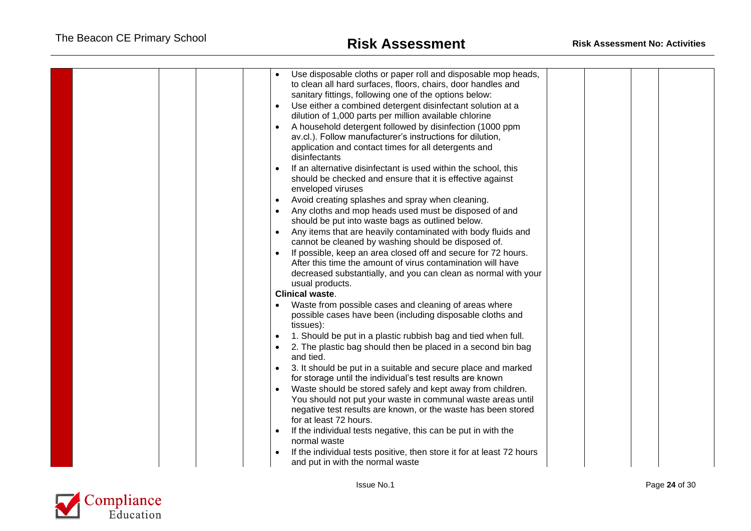| | | | | | | | | |
|---|---|---|---|---|---|---|---|---|
| | | | | • Use disposable cloths or paper roll and disposable mop heads, to clean all hard surfaces, floors, chairs, door handles and sanitary fittings, following one of the options below:<br>• Use either a combined detergent disinfectant solution at a dilution of 1,000 parts per million available chlorine<br>• A household detergent followed by disinfection (1000 ppm av.cl.). Follow manufacturer's instructions for dilution, application and contact times for all detergents and disinfectants<br>• If an alternative disinfectant is used within the school, this should be checked and ensure that it is effective against enveloped viruses<br>• Avoid creating splashes and spray when cleaning.<br>• Any cloths and mop heads used must be disposed of and should be put into waste bags as outlined below.<br>• Any items that are heavily contaminated with body fluids and cannot be cleaned by washing should be disposed of.<br>• If possible, keep an area closed off and secure for 72 hours. After this time the amount of virus contamination will have decreased substantially, and you can clean as normal with your usual products.<br>**Clinical waste**.<br>• Waste from possible cases and cleaning of areas where possible cases have been (including disposable cloths and tissues):<br>• 1. Should be put in a plastic rubbish bag and tied when full.<br>• 2. The plastic bag should then be placed in a second bin bag and tied.<br>• 3. It should be put in a suitable and secure place and marked for storage until the individual's test results are known<br>• Waste should be stored safely and kept away from children. You should not put your waste in communal waste areas until negative test results are known, or the waste has been stored for at least 72 hours.<br>• If the individual tests negative, this can be put in with the normal waste<br>• If the individual tests positive, then store it for at least 72 hours and put in with the normal waste | | | | |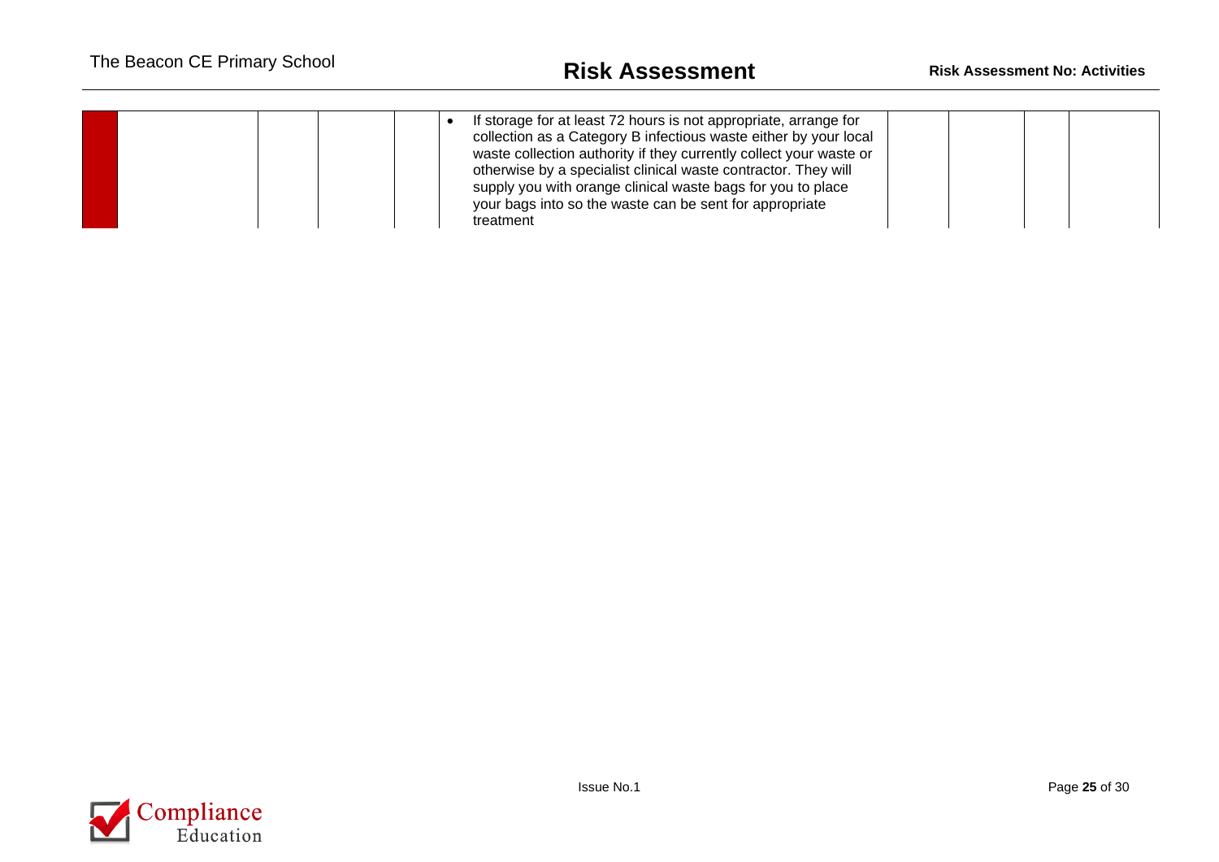| | | | | | | | | | |
|---|---|---|---|---|---|---|---|---|---|
| | | | | | • If storage for at least 72 hours is not appropriate, arrange for collection as a Category B infectious waste either by your local waste collection authority if they currently collect your waste or otherwise by a specialist clinical waste contractor. They will supply you with orange clinical waste bags for you to place your bags into so the waste can be sent for appropriate treatment | | | | |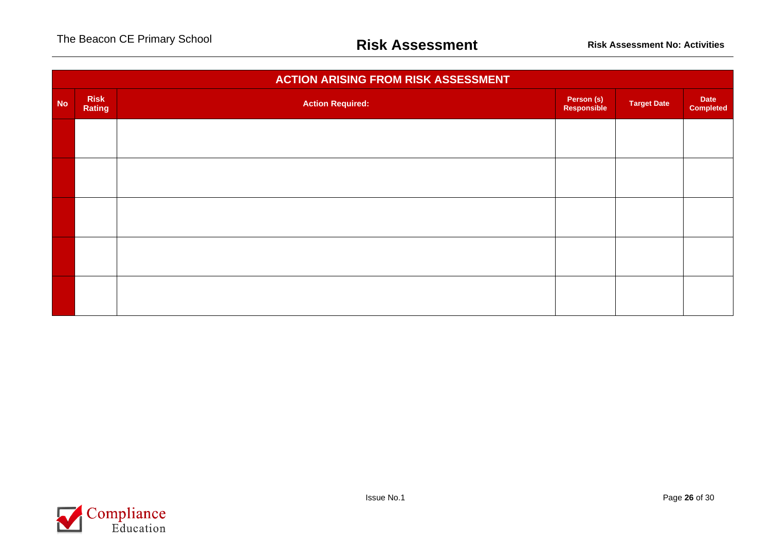## ACTION ARISING FROM RISK ASSESSMENT

| No | Risk Rating | Action Required: | Person (s) Responsible | Target Date | Date Completed |
|---|---|---|---|---|---|
| | | | | | |
| | | | | | |
| | | | | | |
| | | | | | |
| | | | | | |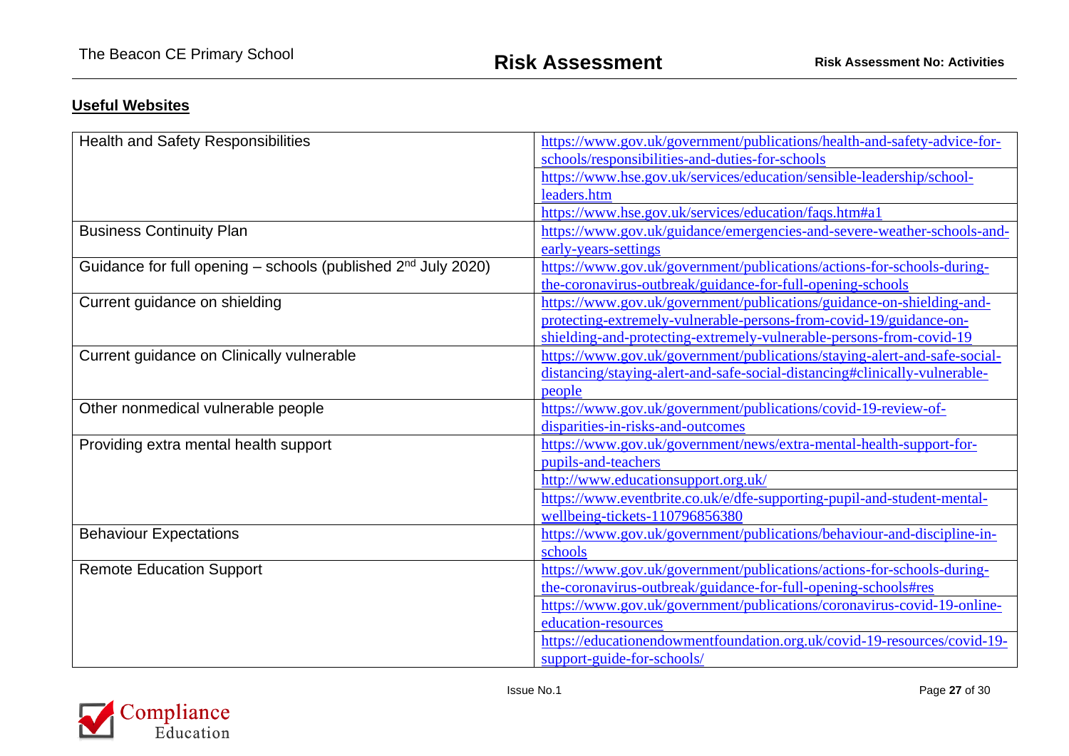## Useful Websites

| | |
|---|---|
| Health and Safety Responsibilities | https://www.gov.uk/government/publications/health-and-safety-advice-for-schools/responsibilities-and-duties-for-schools |
| | https://www.hse.gov.uk/services/education/sensible-leadership/school-leaders.htm |
| | https://www.hse.gov.uk/services/education/faqs.htm#a1 |
| Business Continuity Plan | https://www.gov.uk/guidance/emergencies-and-severe-weather-schools-and-early-years-settings |
| Guidance for full opening – schools (published 2nd July 2020) | https://www.gov.uk/government/publications/actions-for-schools-during-the-coronavirus-outbreak/guidance-for-full-opening-schools |
| Current guidance on shielding | https://www.gov.uk/government/publications/guidance-on-shielding-and-protecting-extremely-vulnerable-persons-from-covid-19/guidance-on-shielding-and-protecting-extremely-vulnerable-persons-from-covid-19 |
| Current guidance on Clinically vulnerable | https://www.gov.uk/government/publications/staying-alert-and-safe-social-distancing/staying-alert-and-safe-social-distancing#clinically-vulnerable-people |
| Other nonmedical vulnerable people | https://www.gov.uk/government/publications/covid-19-review-of-disparities-in-risks-and-outcomes |
| Providing extra mental health support | https://www.gov.uk/government/news/extra-mental-health-support-for-pupils-and-teachers |
| | http://www.educationsupport.org.uk/ |
| | https://www.eventbrite.co.uk/e/dfe-supporting-pupil-and-student-mental-wellbeing-tickets-110796856380 |
| Behaviour Expectations | https://www.gov.uk/government/publications/behaviour-and-discipline-in-schools |
| Remote Education Support | https://www.gov.uk/government/publications/actions-for-schools-during-the-coronavirus-outbreak/guidance-for-full-opening-schools#res |
| | https://www.gov.uk/government/publications/coronavirus-covid-19-online-education-resources |
| | https://educationendowmentfoundation.org.uk/covid-19-resources/covid-19-support-guide-for-schools/ |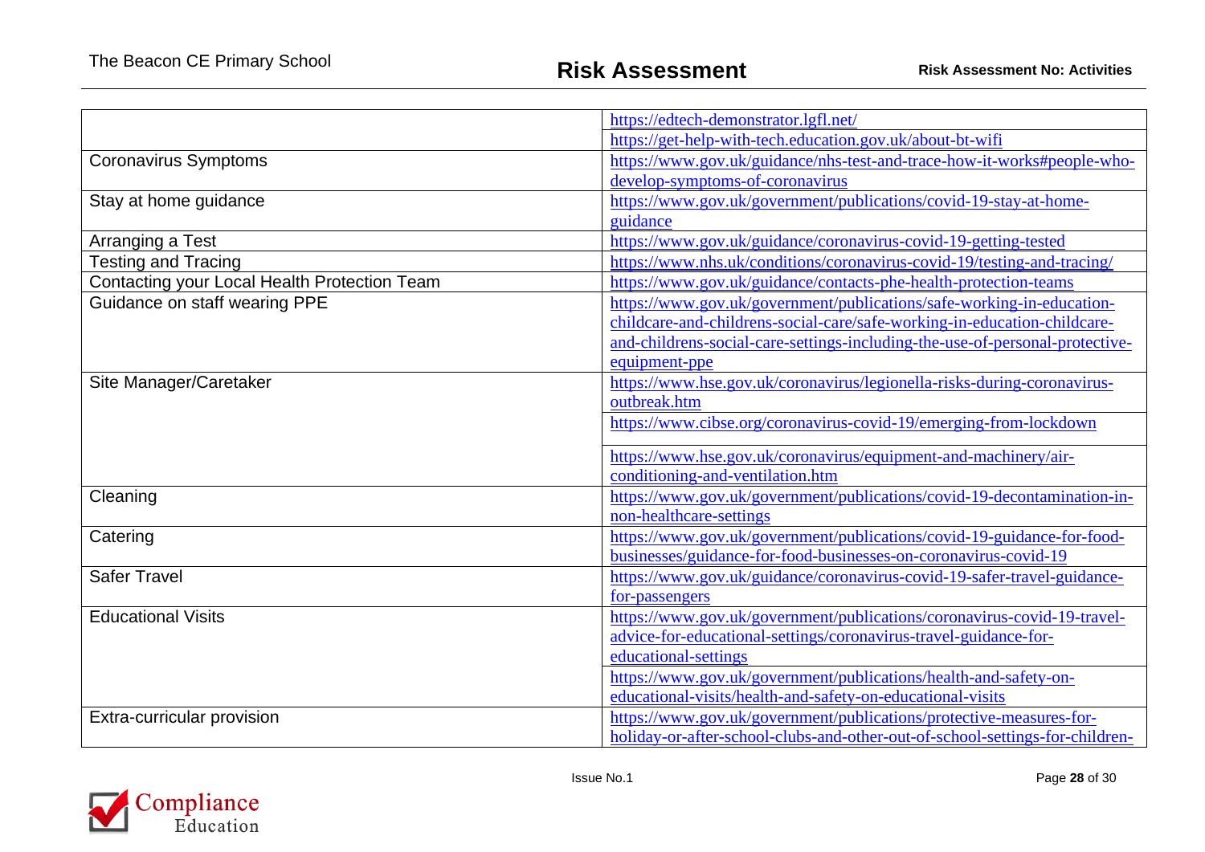| | |
|---|---|
| | https://edtech-demonstrator.lgfl.net/ |
| | https://get-help-with-tech.education.gov.uk/about-bt-wifi |
| Coronavirus Symptoms | https://www.gov.uk/guidance/nhs-test-and-trace-how-it-works#people-who-develop-symptoms-of-coronavirus |
| Stay at home guidance | https://www.gov.uk/government/publications/covid-19-stay-at-home-guidance |
| Arranging a Test | https://www.gov.uk/guidance/coronavirus-covid-19-getting-tested |
| Testing and Tracing | https://www.nhs.uk/conditions/coronavirus-covid-19/testing-and-tracing/ |
| Contacting your Local Health Protection Team | https://www.gov.uk/guidance/contacts-phe-health-protection-teams |
| Guidance on staff wearing PPE | https://www.gov.uk/government/publications/safe-working-in-education-childcare-and-childrens-social-care/safe-working-in-education-childcare-and-childrens-social-care-settings-including-the-use-of-personal-protective-equipment-ppe |
| Site Manager/Caretaker | https://www.hse.gov.uk/coronavirus/legionella-risks-during-coronavirus-outbreak.htm |
| | https://www.cibse.org/coronavirus-covid-19/emerging-from-lockdown |
| | https://www.hse.gov.uk/coronavirus/equipment-and-machinery/air-conditioning-and-ventilation.htm |
| Cleaning | https://www.gov.uk/government/publications/covid-19-decontamination-in-non-healthcare-settings |
| Catering | https://www.gov.uk/government/publications/covid-19-guidance-for-food-businesses/guidance-for-food-businesses-on-coronavirus-covid-19 |
| Safer Travel | https://www.gov.uk/guidance/coronavirus-covid-19-safer-travel-guidance-for-passengers |
| Educational Visits | https://www.gov.uk/government/publications/coronavirus-covid-19-travel-advice-for-educational-settings/coronavirus-travel-guidance-for-educational-settings |
| | https://www.gov.uk/government/publications/health-and-safety-on-educational-visits/health-and-safety-on-educational-visits |
| Extra-curricular provision | https://www.gov.uk/government/publications/protective-measures-for-holiday-or-after-school-clubs-and-other-out-of-school-settings-for-children- |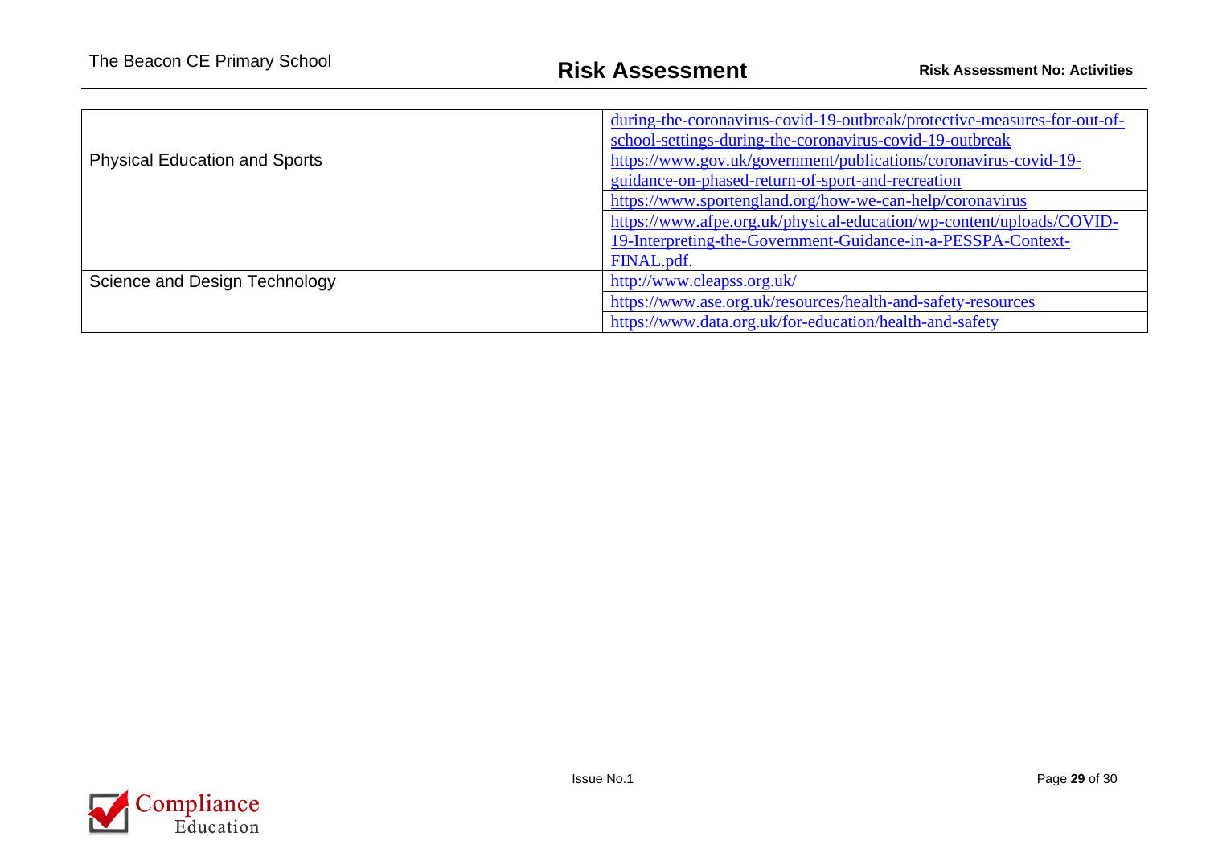| | |
|---|---|
| | during-the-coronavirus-covid-19-outbreak/protective-measures-for-out-of-school-settings-during-the-coronavirus-covid-19-outbreak |
| Physical Education and Sports | https://www.gov.uk/government/publications/coronavirus-covid-19-guidance-on-phased-return-of-sport-and-recreation |
| | https://www.sportengland.org/how-we-can-help/coronavirus |
| | https://www.afpe.org.uk/physical-education/wp-content/uploads/COVID-19-Interpreting-the-Government-Guidance-in-a-PESSPA-Context-FINAL.pdf. |
| Science and Design Technology | http://www.cleapss.org.uk/ |
| | https://www.ase.org.uk/resources/health-and-safety-resources |
| | https://www.data.org.uk/for-education/health-and-safety |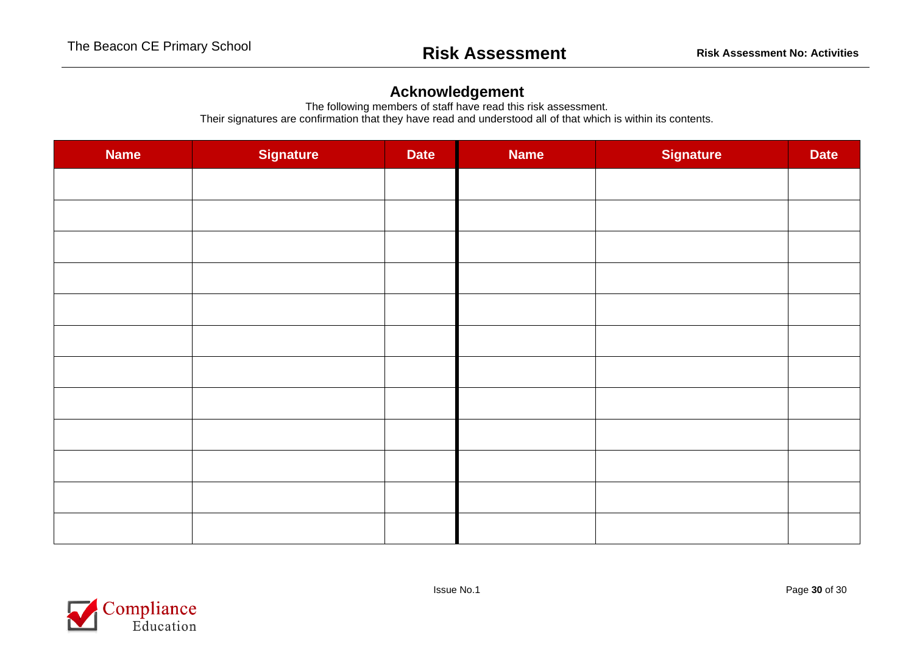## Acknowledgement

The following members of staff have read this risk assessment.
Their signatures are confirmation that they have read and understood all of that which is within its contents.

| Name | Signature | Date | Name | Signature | Date |
|---|---|---|---|---|---|
| | | | | | |
| | | | | | |
| | | | | | |
| | | | | | |
| | | | | | |
| | | | | | |
| | | | | | |
| | | | | | |
| | | | | | |
| | | | | | |
| | | | | | |
| | | | | | |